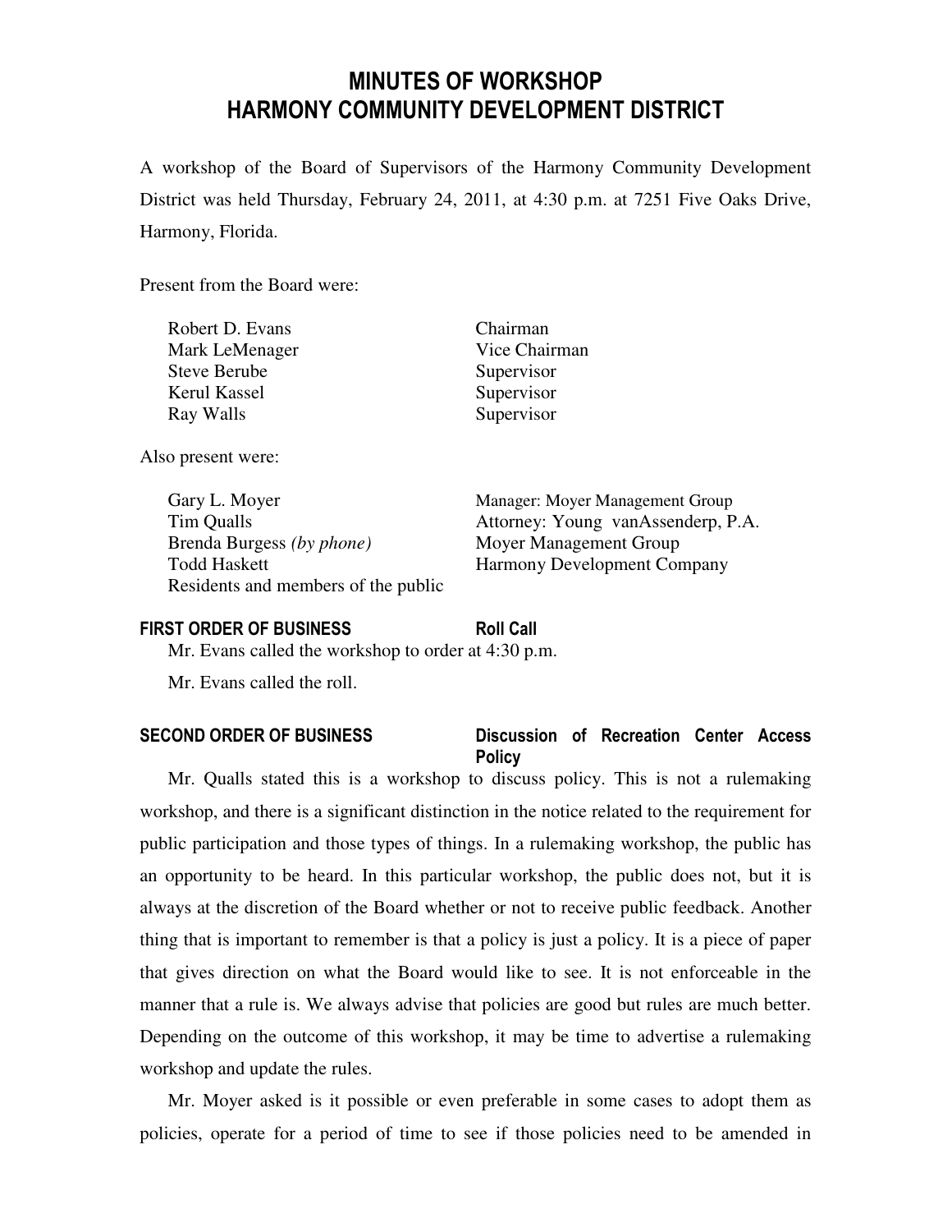# MINUTES OF WORKSHOP
# HARMONY COMMUNITY DEVELOPMENT DISTRICT

A workshop of the Board of Supervisors of the Harmony Community Development District was held Thursday, February 24, 2011, at 4:30 p.m. at 7251 Five Oaks Drive, Harmony, Florida.

Present from the Board were:

| | |
|---|---|
| Robert D. Evans | Chairman |
| Mark LeMenager | Vice Chairman |
| Steve Berube | Supervisor |
| Kerul Kassel | Supervisor |
| Ray Walls | Supervisor |

Also present were:

| | |
|---|---|
| Gary L. Moyer | Manager: Moyer Management Group |
| Tim Qualls | Attorney: Young vanAssenderp, P.A. |
| Brenda Burgess *(by phone)* | Moyer Management Group |
| Todd Haskett | Harmony Development Company |
| Residents and members of the public | |

**FIRST ORDER OF BUSINESS** **Roll Call**

Mr. Evans called the workshop to order at 4:30 p.m.

Mr. Evans called the roll.

**SECOND ORDER OF BUSINESS** **Discussion of Recreation Center Access Policy**

Mr. Qualls stated this is a workshop to discuss policy. This is not a rulemaking workshop, and there is a significant distinction in the notice related to the requirement for public participation and those types of things. In a rulemaking workshop, the public has an opportunity to be heard. In this particular workshop, the public does not, but it is always at the discretion of the Board whether or not to receive public feedback. Another thing that is important to remember is that a policy is just a policy. It is a piece of paper that gives direction on what the Board would like to see. It is not enforceable in the manner that a rule is. We always advise that policies are good but rules are much better. Depending on the outcome of this workshop, it may be time to advertise a rulemaking workshop and update the rules.

Mr. Moyer asked is it possible or even preferable in some cases to adopt them as policies, operate for a period of time to see if those policies need to be amended in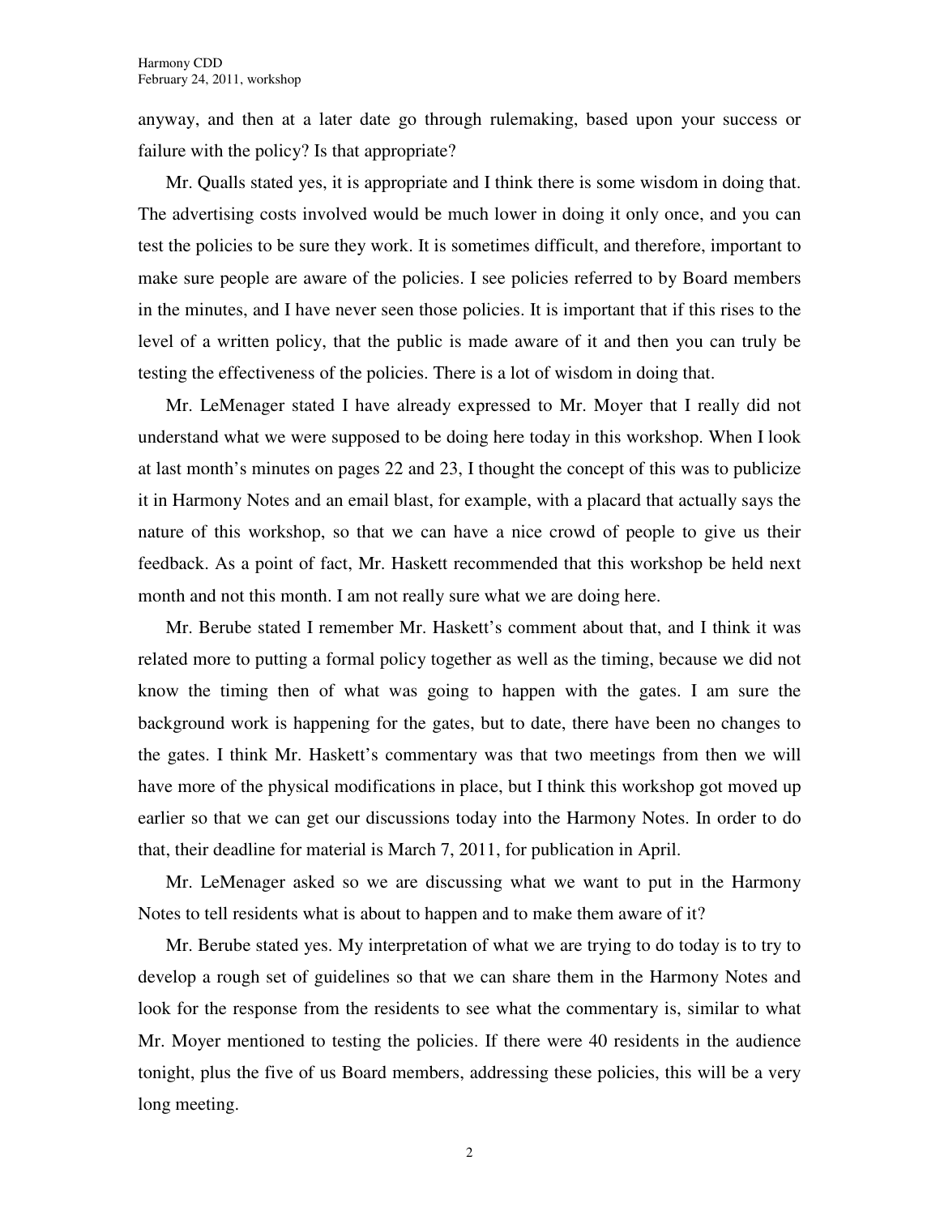anyway, and then at a later date go through rulemaking, based upon your success or failure with the policy? Is that appropriate?

Mr. Qualls stated yes, it is appropriate and I think there is some wisdom in doing that. The advertising costs involved would be much lower in doing it only once, and you can test the policies to be sure they work. It is sometimes difficult, and therefore, important to make sure people are aware of the policies. I see policies referred to by Board members in the minutes, and I have never seen those policies. It is important that if this rises to the level of a written policy, that the public is made aware of it and then you can truly be testing the effectiveness of the policies. There is a lot of wisdom in doing that.

Mr. LeMenager stated I have already expressed to Mr. Moyer that I really did not understand what we were supposed to be doing here today in this workshop. When I look at last month's minutes on pages 22 and 23, I thought the concept of this was to publicize it in Harmony Notes and an email blast, for example, with a placard that actually says the nature of this workshop, so that we can have a nice crowd of people to give us their feedback. As a point of fact, Mr. Haskett recommended that this workshop be held next month and not this month. I am not really sure what we are doing here.

Mr. Berube stated I remember Mr. Haskett's comment about that, and I think it was related more to putting a formal policy together as well as the timing, because we did not know the timing then of what was going to happen with the gates. I am sure the background work is happening for the gates, but to date, there have been no changes to the gates. I think Mr. Haskett's commentary was that two meetings from then we will have more of the physical modifications in place, but I think this workshop got moved up earlier so that we can get our discussions today into the Harmony Notes. In order to do that, their deadline for material is March 7, 2011, for publication in April.

Mr. LeMenager asked so we are discussing what we want to put in the Harmony Notes to tell residents what is about to happen and to make them aware of it?

Mr. Berube stated yes. My interpretation of what we are trying to do today is to try to develop a rough set of guidelines so that we can share them in the Harmony Notes and look for the response from the residents to see what the commentary is, similar to what Mr. Moyer mentioned to testing the policies. If there were 40 residents in the audience tonight, plus the five of us Board members, addressing these policies, this will be a very long meeting.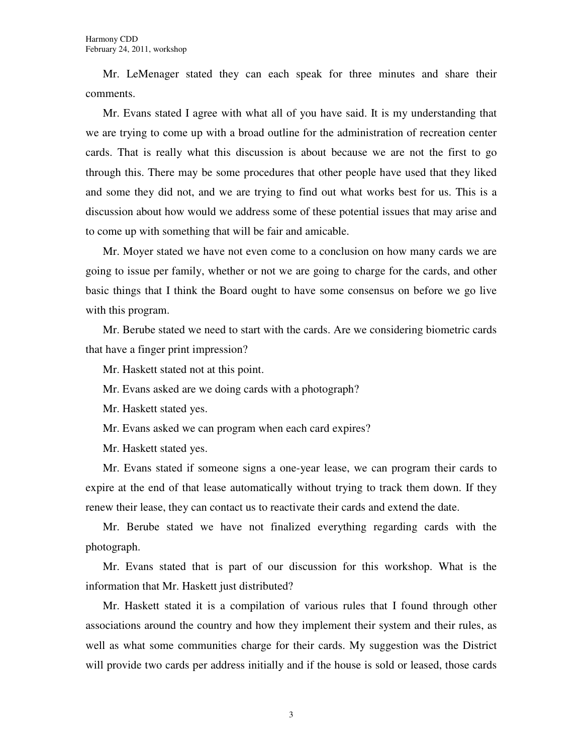Mr. LeMenager stated they can each speak for three minutes and share their comments.

Mr. Evans stated I agree with what all of you have said. It is my understanding that we are trying to come up with a broad outline for the administration of recreation center cards. That is really what this discussion is about because we are not the first to go through this. There may be some procedures that other people have used that they liked and some they did not, and we are trying to find out what works best for us. This is a discussion about how would we address some of these potential issues that may arise and to come up with something that will be fair and amicable.

Mr. Moyer stated we have not even come to a conclusion on how many cards we are going to issue per family, whether or not we are going to charge for the cards, and other basic things that I think the Board ought to have some consensus on before we go live with this program.

Mr. Berube stated we need to start with the cards. Are we considering biometric cards that have a finger print impression?

Mr. Haskett stated not at this point.

Mr. Evans asked are we doing cards with a photograph?

Mr. Haskett stated yes.

Mr. Evans asked we can program when each card expires?

Mr. Haskett stated yes.

Mr. Evans stated if someone signs a one-year lease, we can program their cards to expire at the end of that lease automatically without trying to track them down. If they renew their lease, they can contact us to reactivate their cards and extend the date.

Mr. Berube stated we have not finalized everything regarding cards with the photograph.

Mr. Evans stated that is part of our discussion for this workshop. What is the information that Mr. Haskett just distributed?

Mr. Haskett stated it is a compilation of various rules that I found through other associations around the country and how they implement their system and their rules, as well as what some communities charge for their cards. My suggestion was the District will provide two cards per address initially and if the house is sold or leased, those cards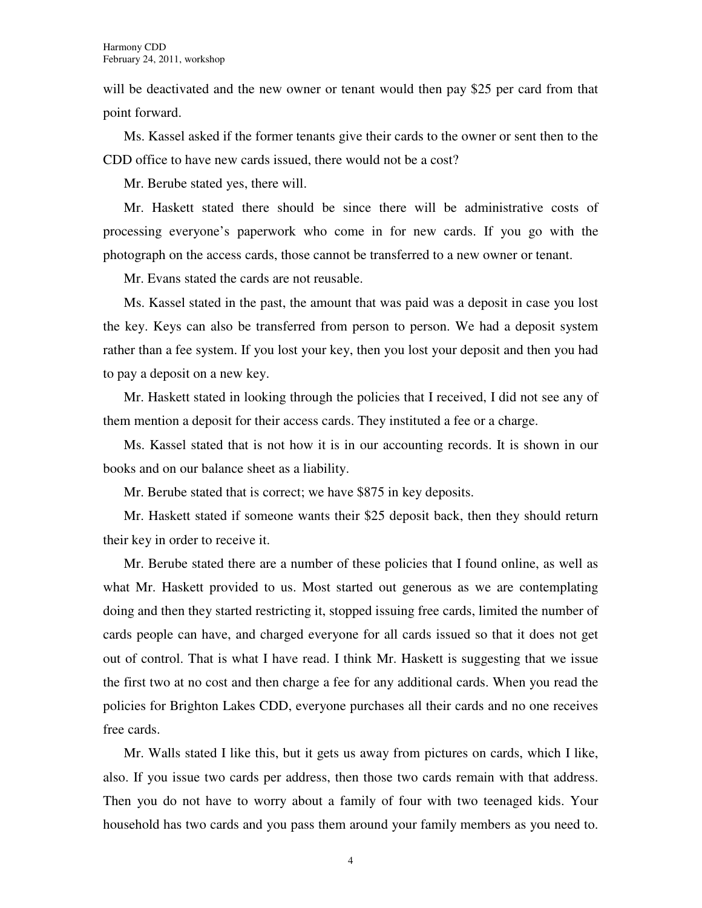will be deactivated and the new owner or tenant would then pay $25 per card from that point forward.

Ms. Kassel asked if the former tenants give their cards to the owner or sent then to the CDD office to have new cards issued, there would not be a cost?

Mr. Berube stated yes, there will.

Mr. Haskett stated there should be since there will be administrative costs of processing everyone's paperwork who come in for new cards. If you go with the photograph on the access cards, those cannot be transferred to a new owner or tenant.

Mr. Evans stated the cards are not reusable.

Ms. Kassel stated in the past, the amount that was paid was a deposit in case you lost the key. Keys can also be transferred from person to person. We had a deposit system rather than a fee system. If you lost your key, then you lost your deposit and then you had to pay a deposit on a new key.

Mr. Haskett stated in looking through the policies that I received, I did not see any of them mention a deposit for their access cards. They instituted a fee or a charge.

Ms. Kassel stated that is not how it is in our accounting records. It is shown in our books and on our balance sheet as a liability.

Mr. Berube stated that is correct; we have $875 in key deposits.

Mr. Haskett stated if someone wants their $25 deposit back, then they should return their key in order to receive it.

Mr. Berube stated there are a number of these policies that I found online, as well as what Mr. Haskett provided to us. Most started out generous as we are contemplating doing and then they started restricting it, stopped issuing free cards, limited the number of cards people can have, and charged everyone for all cards issued so that it does not get out of control. That is what I have read. I think Mr. Haskett is suggesting that we issue the first two at no cost and then charge a fee for any additional cards. When you read the policies for Brighton Lakes CDD, everyone purchases all their cards and no one receives free cards.

Mr. Walls stated I like this, but it gets us away from pictures on cards, which I like, also. If you issue two cards per address, then those two cards remain with that address. Then you do not have to worry about a family of four with two teenaged kids. Your household has two cards and you pass them around your family members as you need to.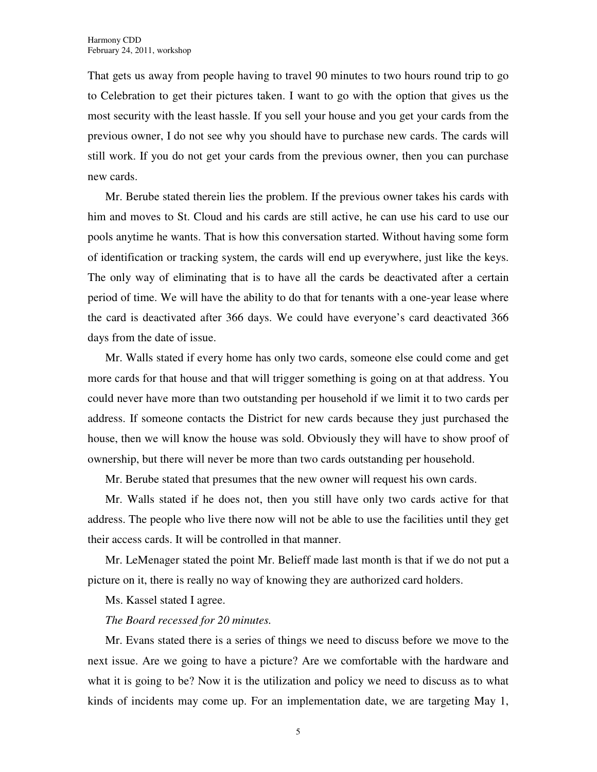That gets us away from people having to travel 90 minutes to two hours round trip to go to Celebration to get their pictures taken. I want to go with the option that gives us the most security with the least hassle. If you sell your house and you get your cards from the previous owner, I do not see why you should have to purchase new cards. The cards will still work. If you do not get your cards from the previous owner, then you can purchase new cards.

Mr. Berube stated therein lies the problem. If the previous owner takes his cards with him and moves to St. Cloud and his cards are still active, he can use his card to use our pools anytime he wants. That is how this conversation started. Without having some form of identification or tracking system, the cards will end up everywhere, just like the keys. The only way of eliminating that is to have all the cards be deactivated after a certain period of time. We will have the ability to do that for tenants with a one-year lease where the card is deactivated after 366 days. We could have everyone's card deactivated 366 days from the date of issue.

Mr. Walls stated if every home has only two cards, someone else could come and get more cards for that house and that will trigger something is going on at that address. You could never have more than two outstanding per household if we limit it to two cards per address. If someone contacts the District for new cards because they just purchased the house, then we will know the house was sold. Obviously they will have to show proof of ownership, but there will never be more than two cards outstanding per household.

Mr. Berube stated that presumes that the new owner will request his own cards.

Mr. Walls stated if he does not, then you still have only two cards active for that address. The people who live there now will not be able to use the facilities until they get their access cards. It will be controlled in that manner.

Mr. LeMenager stated the point Mr. Belieff made last month is that if we do not put a picture on it, there is really no way of knowing they are authorized card holders.

Ms. Kassel stated I agree.

*The Board recessed for 20 minutes.*

Mr. Evans stated there is a series of things we need to discuss before we move to the next issue. Are we going to have a picture? Are we comfortable with the hardware and what it is going to be? Now it is the utilization and policy we need to discuss as to what kinds of incidents may come up. For an implementation date, we are targeting May 1,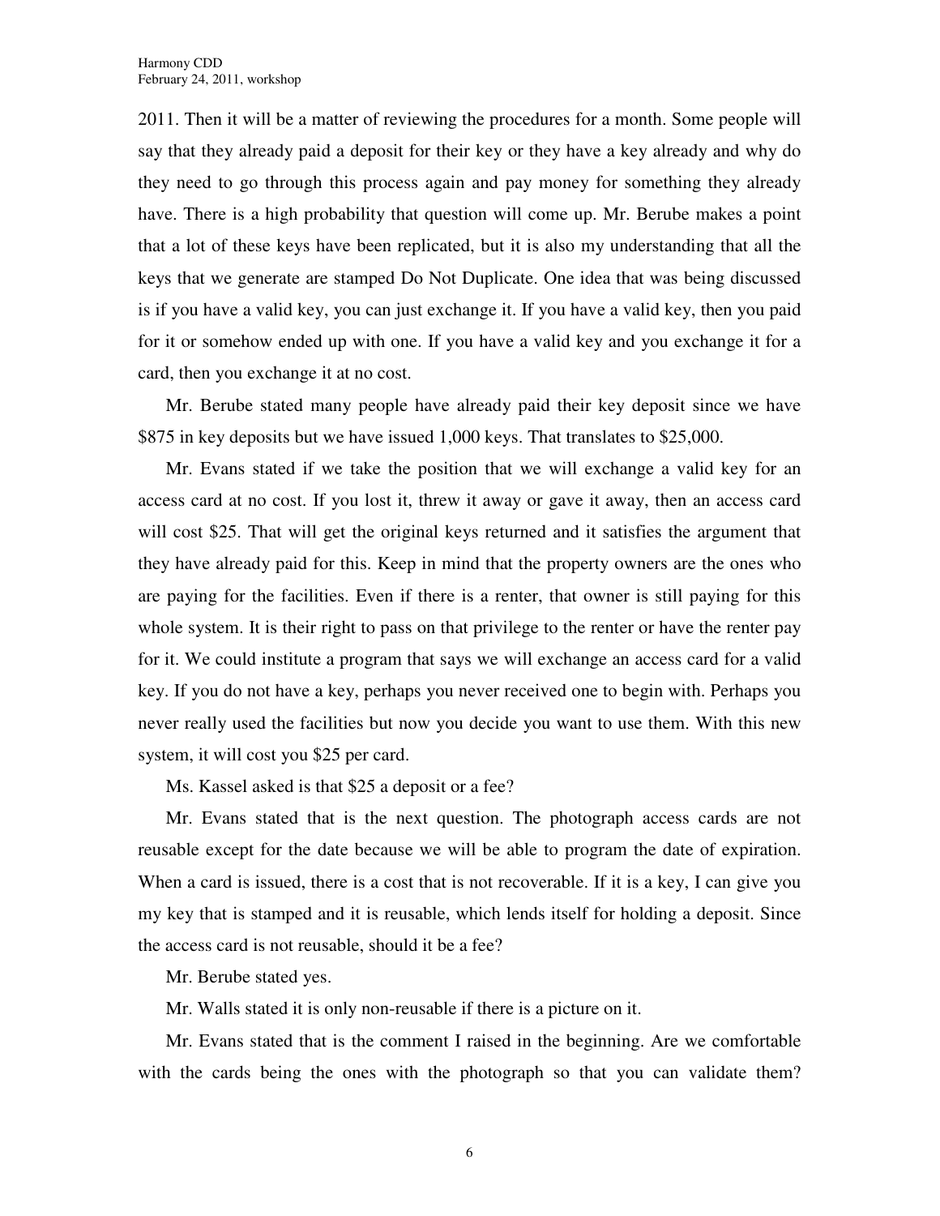2011. Then it will be a matter of reviewing the procedures for a month. Some people will say that they already paid a deposit for their key or they have a key already and why do they need to go through this process again and pay money for something they already have. There is a high probability that question will come up. Mr. Berube makes a point that a lot of these keys have been replicated, but it is also my understanding that all the keys that we generate are stamped Do Not Duplicate. One idea that was being discussed is if you have a valid key, you can just exchange it. If you have a valid key, then you paid for it or somehow ended up with one. If you have a valid key and you exchange it for a card, then you exchange it at no cost.

Mr. Berube stated many people have already paid their key deposit since we have $875 in key deposits but we have issued 1,000 keys. That translates to $25,000.

Mr. Evans stated if we take the position that we will exchange a valid key for an access card at no cost. If you lost it, threw it away or gave it away, then an access card will cost $25. That will get the original keys returned and it satisfies the argument that they have already paid for this. Keep in mind that the property owners are the ones who are paying for the facilities. Even if there is a renter, that owner is still paying for this whole system. It is their right to pass on that privilege to the renter or have the renter pay for it. We could institute a program that says we will exchange an access card for a valid key. If you do not have a key, perhaps you never received one to begin with. Perhaps you never really used the facilities but now you decide you want to use them. With this new system, it will cost you $25 per card.

Ms. Kassel asked is that $25 a deposit or a fee?

Mr. Evans stated that is the next question. The photograph access cards are not reusable except for the date because we will be able to program the date of expiration. When a card is issued, there is a cost that is not recoverable. If it is a key, I can give you my key that is stamped and it is reusable, which lends itself for holding a deposit. Since the access card is not reusable, should it be a fee?

Mr. Berube stated yes.

Mr. Walls stated it is only non-reusable if there is a picture on it.

Mr. Evans stated that is the comment I raised in the beginning. Are we comfortable with the cards being the ones with the photograph so that you can validate them?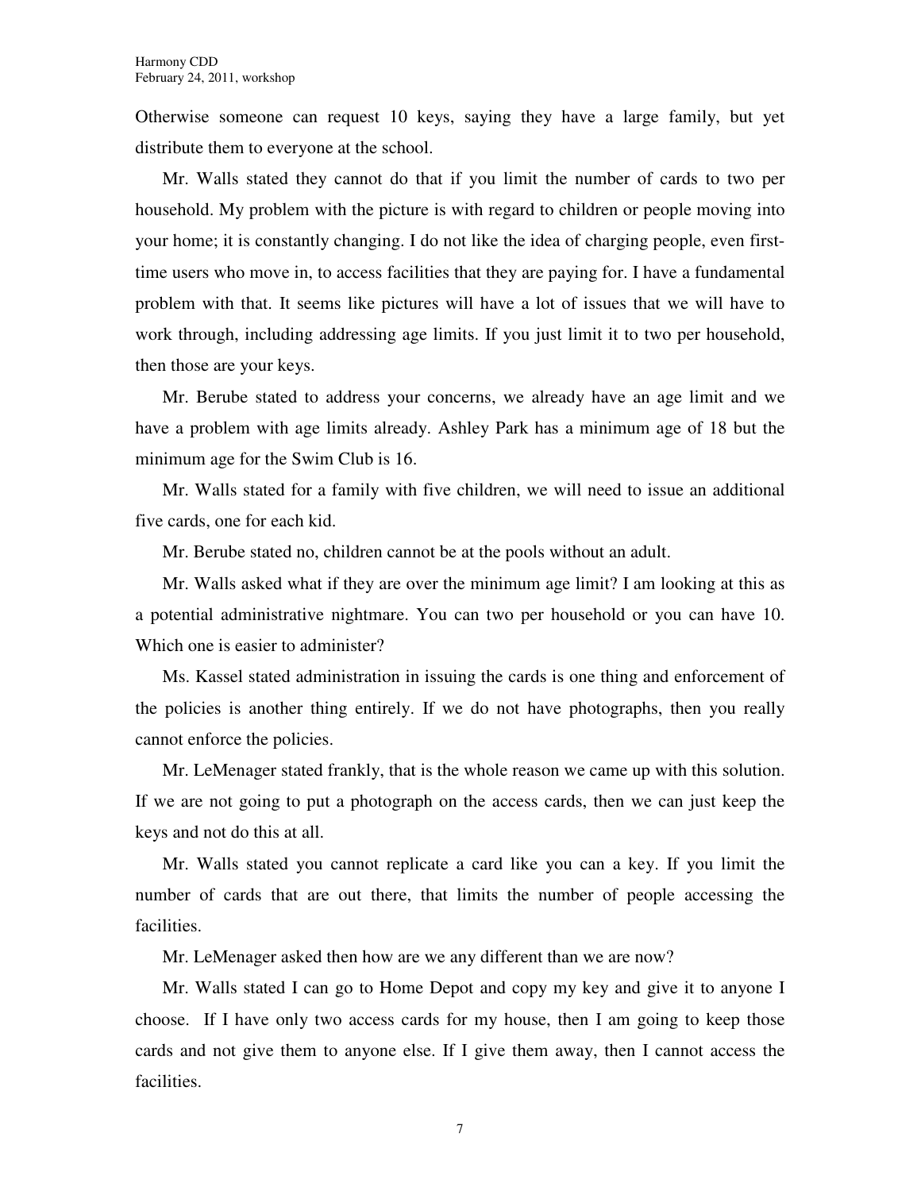Otherwise someone can request 10 keys, saying they have a large family, but yet distribute them to everyone at the school.

Mr. Walls stated they cannot do that if you limit the number of cards to two per household. My problem with the picture is with regard to children or people moving into your home; it is constantly changing. I do not like the idea of charging people, even first-time users who move in, to access facilities that they are paying for. I have a fundamental problem with that. It seems like pictures will have a lot of issues that we will have to work through, including addressing age limits. If you just limit it to two per household, then those are your keys.

Mr. Berube stated to address your concerns, we already have an age limit and we have a problem with age limits already. Ashley Park has a minimum age of 18 but the minimum age for the Swim Club is 16.

Mr. Walls stated for a family with five children, we will need to issue an additional five cards, one for each kid.

Mr. Berube stated no, children cannot be at the pools without an adult.

Mr. Walls asked what if they are over the minimum age limit? I am looking at this as a potential administrative nightmare. You can two per household or you can have 10. Which one is easier to administer?

Ms. Kassel stated administration in issuing the cards is one thing and enforcement of the policies is another thing entirely. If we do not have photographs, then you really cannot enforce the policies.

Mr. LeMenager stated frankly, that is the whole reason we came up with this solution. If we are not going to put a photograph on the access cards, then we can just keep the keys and not do this at all.

Mr. Walls stated you cannot replicate a card like you can a key. If you limit the number of cards that are out there, that limits the number of people accessing the facilities.

Mr. LeMenager asked then how are we any different than we are now?

Mr. Walls stated I can go to Home Depot and copy my key and give it to anyone I choose. If I have only two access cards for my house, then I am going to keep those cards and not give them to anyone else. If I give them away, then I cannot access the facilities.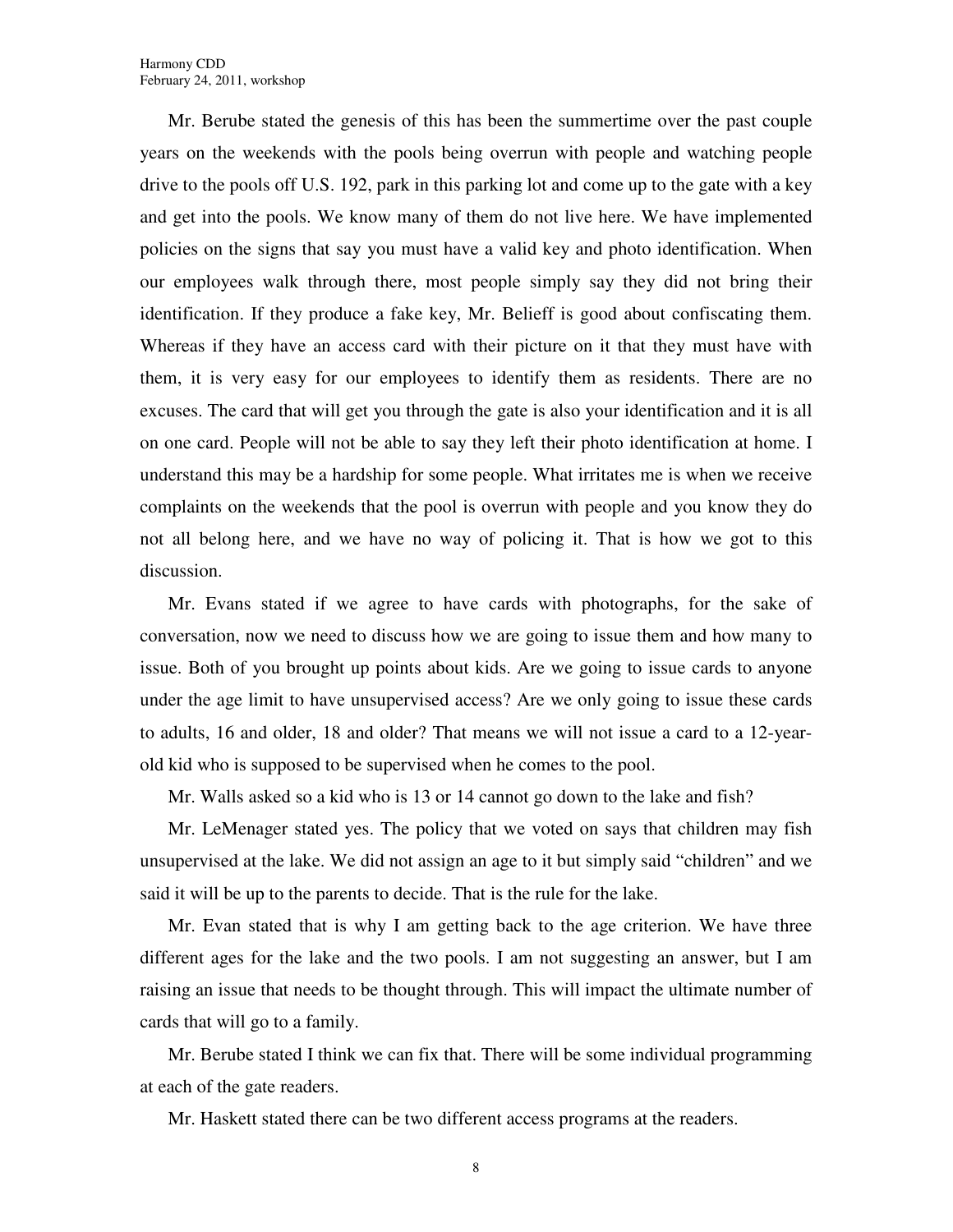Mr. Berube stated the genesis of this has been the summertime over the past couple years on the weekends with the pools being overrun with people and watching people drive to the pools off U.S. 192, park in this parking lot and come up to the gate with a key and get into the pools. We know many of them do not live here. We have implemented policies on the signs that say you must have a valid key and photo identification. When our employees walk through there, most people simply say they did not bring their identification. If they produce a fake key, Mr. Belieff is good about confiscating them. Whereas if they have an access card with their picture on it that they must have with them, it is very easy for our employees to identify them as residents. There are no excuses. The card that will get you through the gate is also your identification and it is all on one card. People will not be able to say they left their photo identification at home. I understand this may be a hardship for some people. What irritates me is when we receive complaints on the weekends that the pool is overrun with people and you know they do not all belong here, and we have no way of policing it. That is how we got to this discussion.

Mr. Evans stated if we agree to have cards with photographs, for the sake of conversation, now we need to discuss how we are going to issue them and how many to issue. Both of you brought up points about kids. Are we going to issue cards to anyone under the age limit to have unsupervised access? Are we only going to issue these cards to adults, 16 and older, 18 and older? That means we will not issue a card to a 12-year-old kid who is supposed to be supervised when he comes to the pool.

Mr. Walls asked so a kid who is 13 or 14 cannot go down to the lake and fish?

Mr. LeMenager stated yes. The policy that we voted on says that children may fish unsupervised at the lake. We did not assign an age to it but simply said "children" and we said it will be up to the parents to decide. That is the rule for the lake.

Mr. Evan stated that is why I am getting back to the age criterion. We have three different ages for the lake and the two pools. I am not suggesting an answer, but I am raising an issue that needs to be thought through. This will impact the ultimate number of cards that will go to a family.

Mr. Berube stated I think we can fix that. There will be some individual programming at each of the gate readers.

Mr. Haskett stated there can be two different access programs at the readers.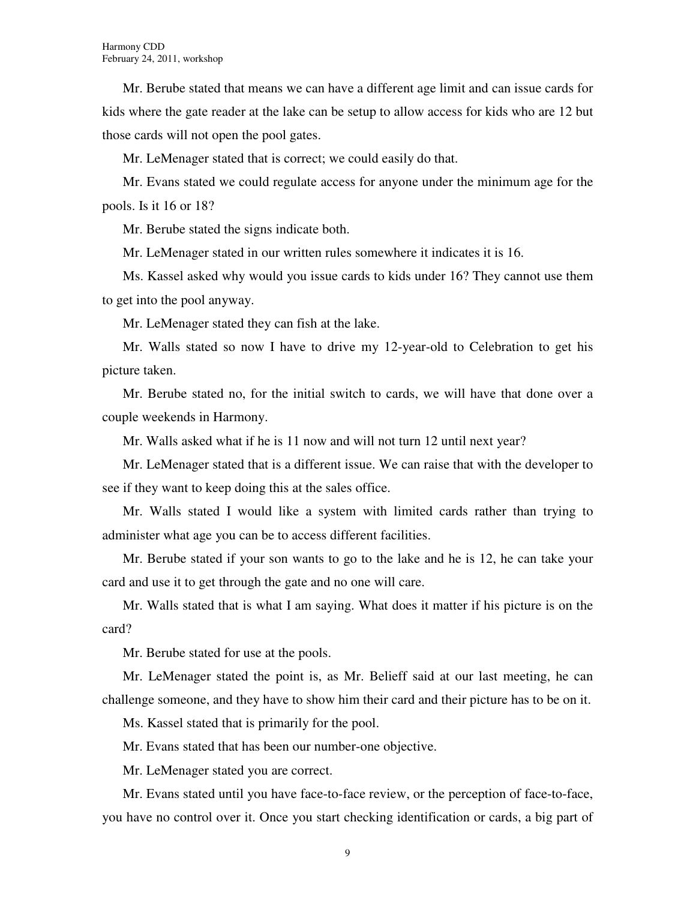Mr. Berube stated that means we can have a different age limit and can issue cards for kids where the gate reader at the lake can be setup to allow access for kids who are 12 but those cards will not open the pool gates.

Mr. LeMenager stated that is correct; we could easily do that.

Mr. Evans stated we could regulate access for anyone under the minimum age for the pools. Is it 16 or 18?

Mr. Berube stated the signs indicate both.

Mr. LeMenager stated in our written rules somewhere it indicates it is 16.

Ms. Kassel asked why would you issue cards to kids under 16? They cannot use them to get into the pool anyway.

Mr. LeMenager stated they can fish at the lake.

Mr. Walls stated so now I have to drive my 12-year-old to Celebration to get his picture taken.

Mr. Berube stated no, for the initial switch to cards, we will have that done over a couple weekends in Harmony.

Mr. Walls asked what if he is 11 now and will not turn 12 until next year?

Mr. LeMenager stated that is a different issue. We can raise that with the developer to see if they want to keep doing this at the sales office.

Mr. Walls stated I would like a system with limited cards rather than trying to administer what age you can be to access different facilities.

Mr. Berube stated if your son wants to go to the lake and he is 12, he can take your card and use it to get through the gate and no one will care.

Mr. Walls stated that is what I am saying. What does it matter if his picture is on the card?

Mr. Berube stated for use at the pools.

Mr. LeMenager stated the point is, as Mr. Belieff said at our last meeting, he can challenge someone, and they have to show him their card and their picture has to be on it.

Ms. Kassel stated that is primarily for the pool.

Mr. Evans stated that has been our number-one objective.

Mr. LeMenager stated you are correct.

Mr. Evans stated until you have face-to-face review, or the perception of face-to-face, you have no control over it. Once you start checking identification or cards, a big part of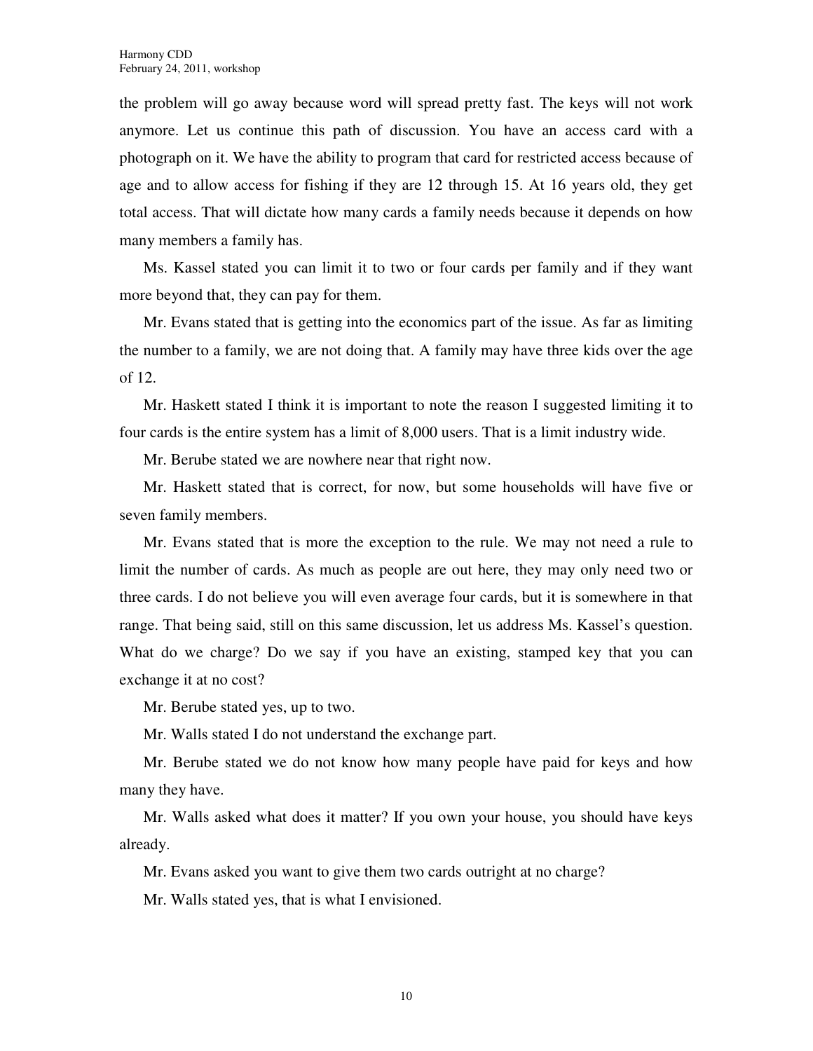the problem will go away because word will spread pretty fast. The keys will not work anymore. Let us continue this path of discussion. You have an access card with a photograph on it. We have the ability to program that card for restricted access because of age and to allow access for fishing if they are 12 through 15. At 16 years old, they get total access. That will dictate how many cards a family needs because it depends on how many members a family has.

Ms. Kassel stated you can limit it to two or four cards per family and if they want more beyond that, they can pay for them.

Mr. Evans stated that is getting into the economics part of the issue. As far as limiting the number to a family, we are not doing that. A family may have three kids over the age of 12.

Mr. Haskett stated I think it is important to note the reason I suggested limiting it to four cards is the entire system has a limit of 8,000 users. That is a limit industry wide.

Mr. Berube stated we are nowhere near that right now.

Mr. Haskett stated that is correct, for now, but some households will have five or seven family members.

Mr. Evans stated that is more the exception to the rule. We may not need a rule to limit the number of cards. As much as people are out here, they may only need two or three cards. I do not believe you will even average four cards, but it is somewhere in that range. That being said, still on this same discussion, let us address Ms. Kassel's question. What do we charge? Do we say if you have an existing, stamped key that you can exchange it at no cost?

Mr. Berube stated yes, up to two.

Mr. Walls stated I do not understand the exchange part.

Mr. Berube stated we do not know how many people have paid for keys and how many they have.

Mr. Walls asked what does it matter? If you own your house, you should have keys already.

Mr. Evans asked you want to give them two cards outright at no charge?

Mr. Walls stated yes, that is what I envisioned.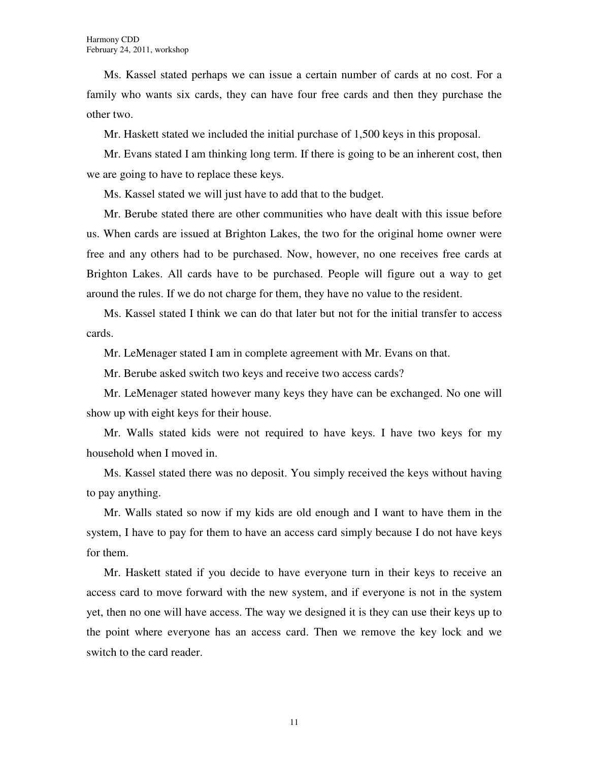Ms. Kassel stated perhaps we can issue a certain number of cards at no cost. For a family who wants six cards, they can have four free cards and then they purchase the other two.

Mr. Haskett stated we included the initial purchase of 1,500 keys in this proposal.

Mr. Evans stated I am thinking long term. If there is going to be an inherent cost, then we are going to have to replace these keys.

Ms. Kassel stated we will just have to add that to the budget.

Mr. Berube stated there are other communities who have dealt with this issue before us. When cards are issued at Brighton Lakes, the two for the original home owner were free and any others had to be purchased. Now, however, no one receives free cards at Brighton Lakes. All cards have to be purchased. People will figure out a way to get around the rules. If we do not charge for them, they have no value to the resident.

Ms. Kassel stated I think we can do that later but not for the initial transfer to access cards.

Mr. LeMenager stated I am in complete agreement with Mr. Evans on that.

Mr. Berube asked switch two keys and receive two access cards?

Mr. LeMenager stated however many keys they have can be exchanged. No one will show up with eight keys for their house.

Mr. Walls stated kids were not required to have keys. I have two keys for my household when I moved in.

Ms. Kassel stated there was no deposit. You simply received the keys without having to pay anything.

Mr. Walls stated so now if my kids are old enough and I want to have them in the system, I have to pay for them to have an access card simply because I do not have keys for them.

Mr. Haskett stated if you decide to have everyone turn in their keys to receive an access card to move forward with the new system, and if everyone is not in the system yet, then no one will have access. The way we designed it is they can use their keys up to the point where everyone has an access card. Then we remove the key lock and we switch to the card reader.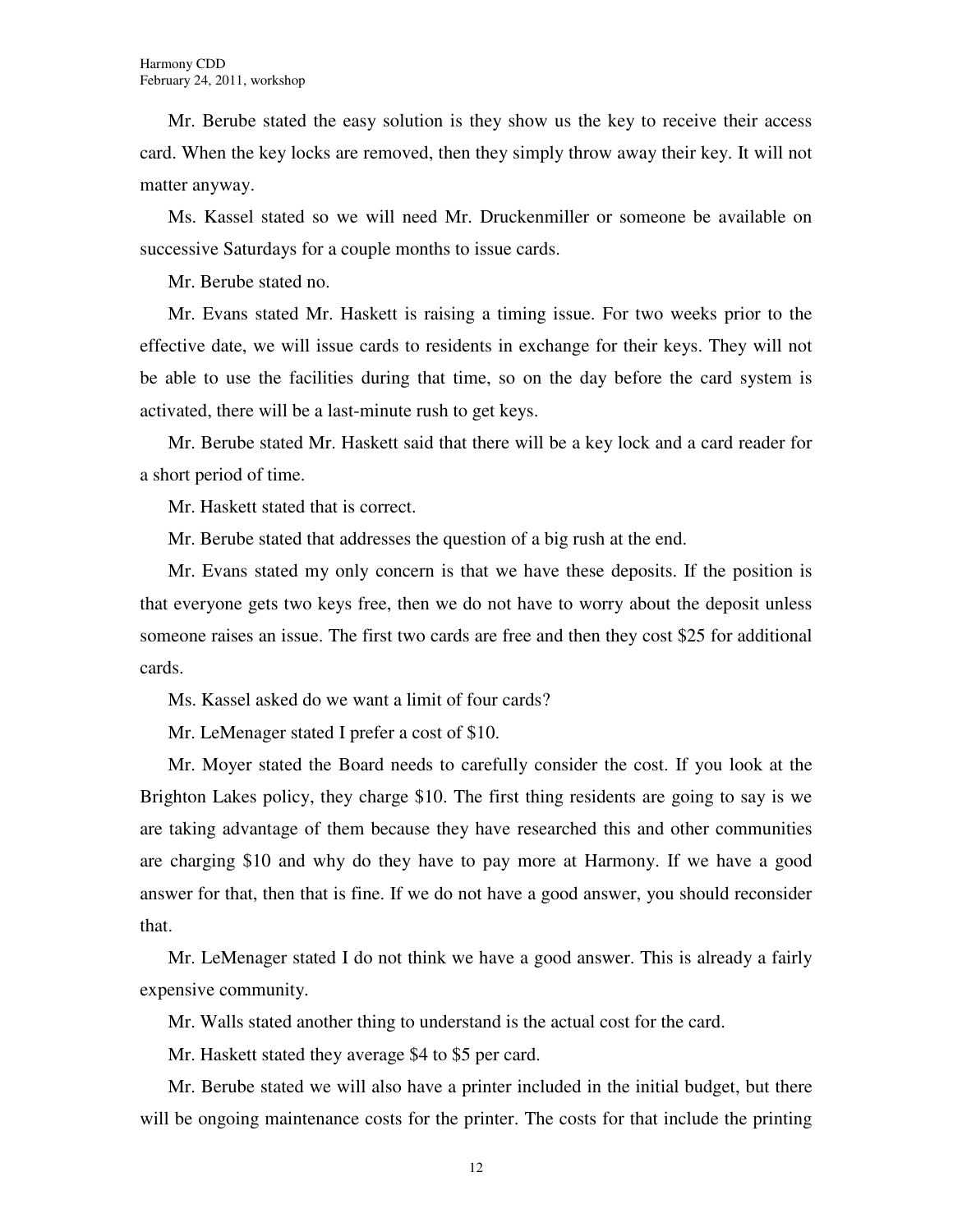Mr. Berube stated the easy solution is they show us the key to receive their access card. When the key locks are removed, then they simply throw away their key. It will not matter anyway.

Ms. Kassel stated so we will need Mr. Druckenmiller or someone be available on successive Saturdays for a couple months to issue cards.

Mr. Berube stated no.

Mr. Evans stated Mr. Haskett is raising a timing issue. For two weeks prior to the effective date, we will issue cards to residents in exchange for their keys. They will not be able to use the facilities during that time, so on the day before the card system is activated, there will be a last-minute rush to get keys.

Mr. Berube stated Mr. Haskett said that there will be a key lock and a card reader for a short period of time.

Mr. Haskett stated that is correct.

Mr. Berube stated that addresses the question of a big rush at the end.

Mr. Evans stated my only concern is that we have these deposits. If the position is that everyone gets two keys free, then we do not have to worry about the deposit unless someone raises an issue. The first two cards are free and then they cost $25 for additional cards.

Ms. Kassel asked do we want a limit of four cards?

Mr. LeMenager stated I prefer a cost of $10.

Mr. Moyer stated the Board needs to carefully consider the cost. If you look at the Brighton Lakes policy, they charge $10. The first thing residents are going to say is we are taking advantage of them because they have researched this and other communities are charging $10 and why do they have to pay more at Harmony. If we have a good answer for that, then that is fine. If we do not have a good answer, you should reconsider that.

Mr. LeMenager stated I do not think we have a good answer. This is already a fairly expensive community.

Mr. Walls stated another thing to understand is the actual cost for the card.

Mr. Haskett stated they average $4 to $5 per card.

Mr. Berube stated we will also have a printer included in the initial budget, but there will be ongoing maintenance costs for the printer. The costs for that include the printing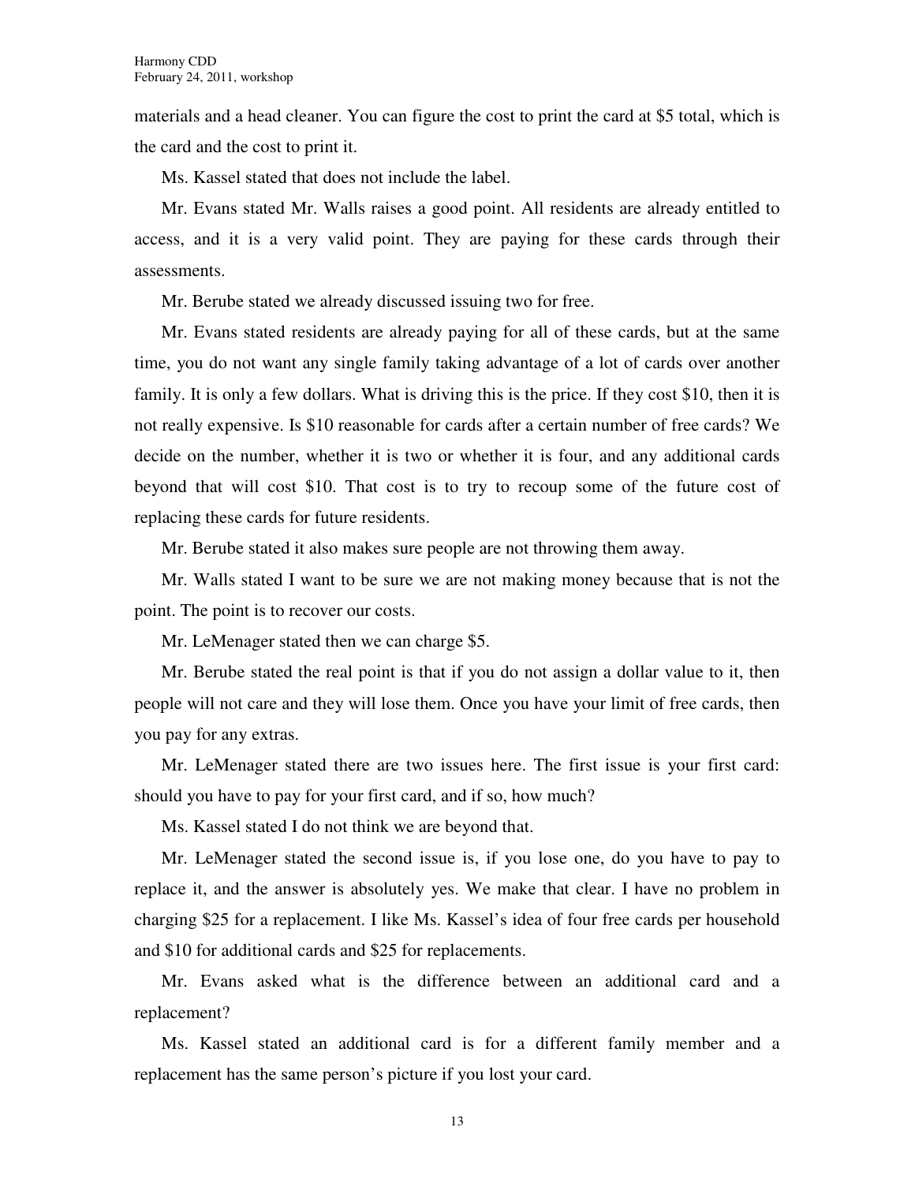materials and a head cleaner. You can figure the cost to print the card at $5 total, which is the card and the cost to print it.

Ms. Kassel stated that does not include the label.

Mr. Evans stated Mr. Walls raises a good point. All residents are already entitled to access, and it is a very valid point. They are paying for these cards through their assessments.

Mr. Berube stated we already discussed issuing two for free.

Mr. Evans stated residents are already paying for all of these cards, but at the same time, you do not want any single family taking advantage of a lot of cards over another family. It is only a few dollars. What is driving this is the price. If they cost $10, then it is not really expensive. Is $10 reasonable for cards after a certain number of free cards? We decide on the number, whether it is two or whether it is four, and any additional cards beyond that will cost $10. That cost is to try to recoup some of the future cost of replacing these cards for future residents.

Mr. Berube stated it also makes sure people are not throwing them away.

Mr. Walls stated I want to be sure we are not making money because that is not the point. The point is to recover our costs.

Mr. LeMenager stated then we can charge $5.

Mr. Berube stated the real point is that if you do not assign a dollar value to it, then people will not care and they will lose them. Once you have your limit of free cards, then you pay for any extras.

Mr. LeMenager stated there are two issues here. The first issue is your first card: should you have to pay for your first card, and if so, how much?

Ms. Kassel stated I do not think we are beyond that.

Mr. LeMenager stated the second issue is, if you lose one, do you have to pay to replace it, and the answer is absolutely yes. We make that clear. I have no problem in charging $25 for a replacement. I like Ms. Kassel's idea of four free cards per household and $10 for additional cards and $25 for replacements.

Mr. Evans asked what is the difference between an additional card and a replacement?

Ms. Kassel stated an additional card is for a different family member and a replacement has the same person's picture if you lost your card.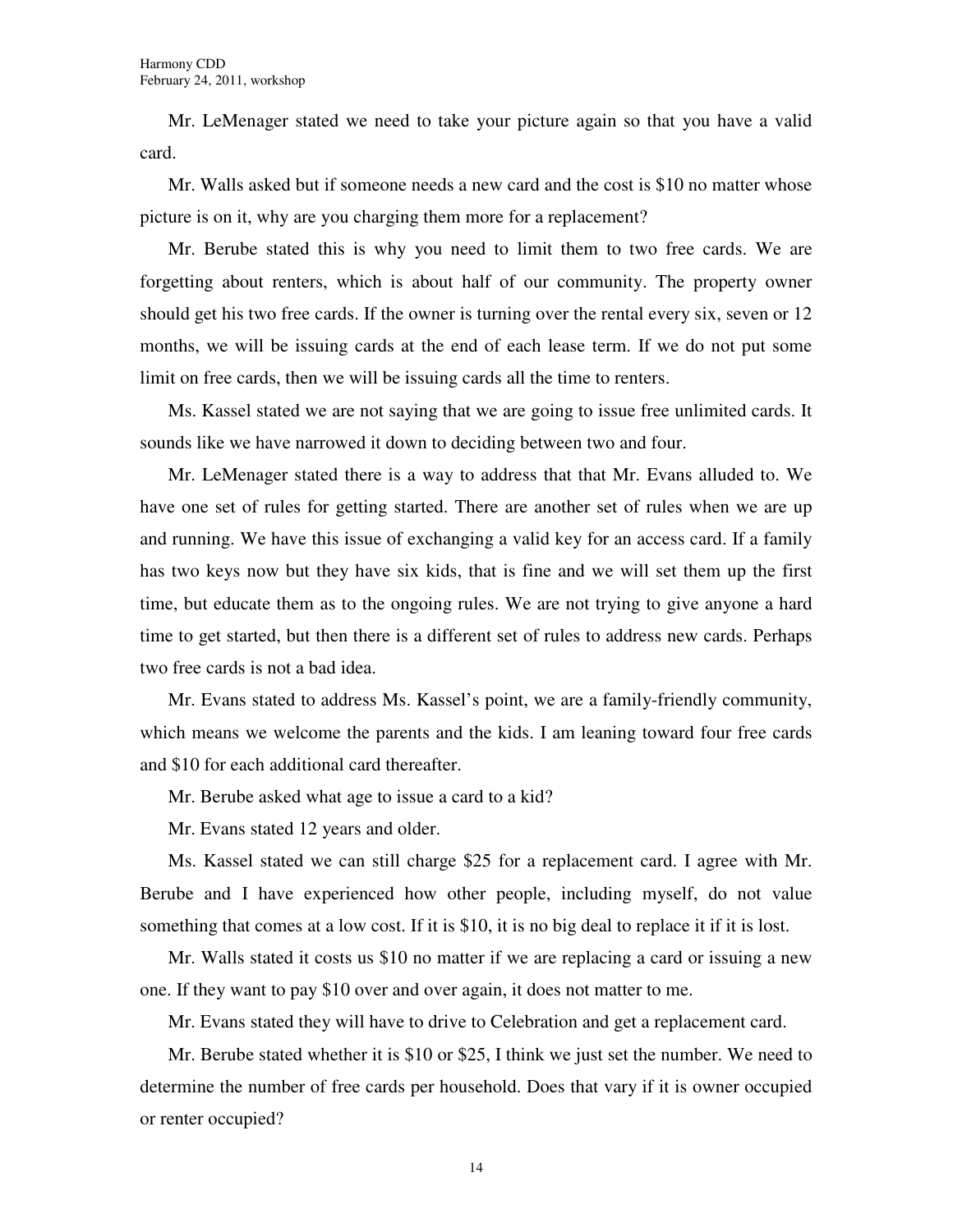Mr. LeMenager stated we need to take your picture again so that you have a valid card.

Mr. Walls asked but if someone needs a new card and the cost is $10 no matter whose picture is on it, why are you charging them more for a replacement?

Mr. Berube stated this is why you need to limit them to two free cards. We are forgetting about renters, which is about half of our community. The property owner should get his two free cards. If the owner is turning over the rental every six, seven or 12 months, we will be issuing cards at the end of each lease term. If we do not put some limit on free cards, then we will be issuing cards all the time to renters.

Ms. Kassel stated we are not saying that we are going to issue free unlimited cards. It sounds like we have narrowed it down to deciding between two and four.

Mr. LeMenager stated there is a way to address that that Mr. Evans alluded to. We have one set of rules for getting started. There are another set of rules when we are up and running. We have this issue of exchanging a valid key for an access card. If a family has two keys now but they have six kids, that is fine and we will set them up the first time, but educate them as to the ongoing rules. We are not trying to give anyone a hard time to get started, but then there is a different set of rules to address new cards. Perhaps two free cards is not a bad idea.

Mr. Evans stated to address Ms. Kassel's point, we are a family-friendly community, which means we welcome the parents and the kids. I am leaning toward four free cards and $10 for each additional card thereafter.

Mr. Berube asked what age to issue a card to a kid?

Mr. Evans stated 12 years and older.

Ms. Kassel stated we can still charge $25 for a replacement card. I agree with Mr. Berube and I have experienced how other people, including myself, do not value something that comes at a low cost. If it is $10, it is no big deal to replace it if it is lost.

Mr. Walls stated it costs us $10 no matter if we are replacing a card or issuing a new one. If they want to pay $10 over and over again, it does not matter to me.

Mr. Evans stated they will have to drive to Celebration and get a replacement card.

Mr. Berube stated whether it is $10 or $25, I think we just set the number. We need to determine the number of free cards per household. Does that vary if it is owner occupied or renter occupied?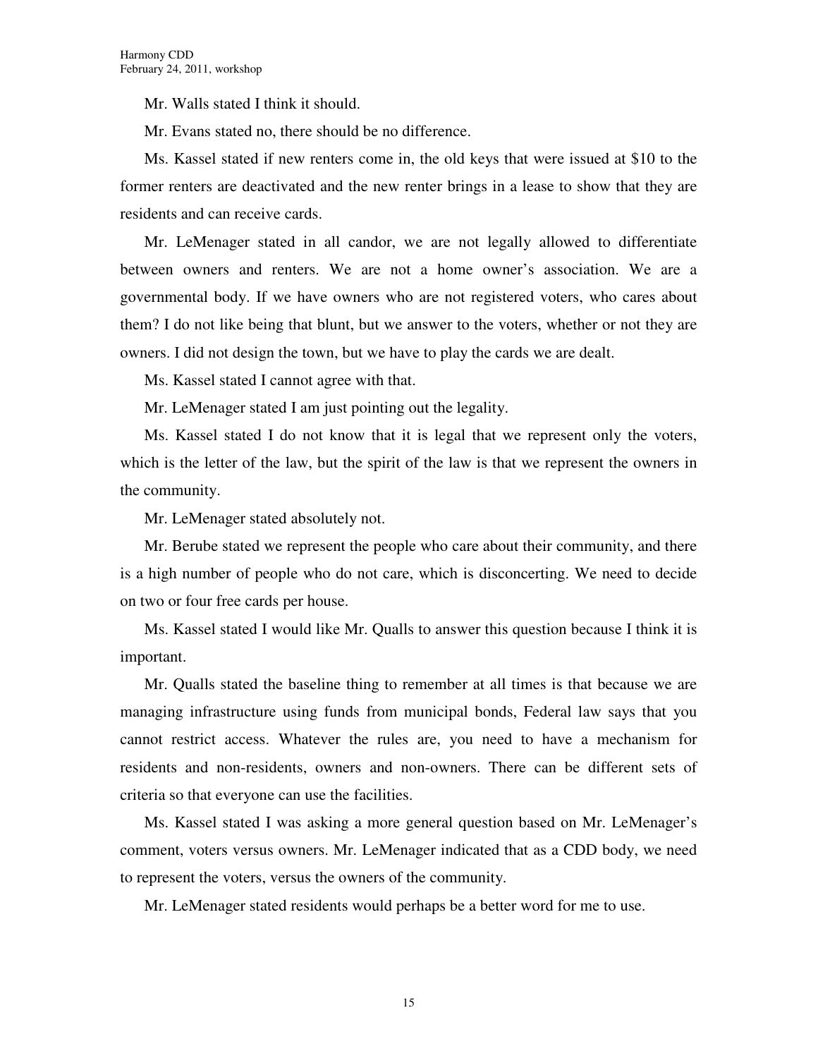Mr. Walls stated I think it should.

Mr. Evans stated no, there should be no difference.

Ms. Kassel stated if new renters come in, the old keys that were issued at $10 to the former renters are deactivated and the new renter brings in a lease to show that they are residents and can receive cards.

Mr. LeMenager stated in all candor, we are not legally allowed to differentiate between owners and renters. We are not a home owner's association. We are a governmental body. If we have owners who are not registered voters, who cares about them? I do not like being that blunt, but we answer to the voters, whether or not they are owners. I did not design the town, but we have to play the cards we are dealt.

Ms. Kassel stated I cannot agree with that.

Mr. LeMenager stated I am just pointing out the legality.

Ms. Kassel stated I do not know that it is legal that we represent only the voters, which is the letter of the law, but the spirit of the law is that we represent the owners in the community.

Mr. LeMenager stated absolutely not.

Mr. Berube stated we represent the people who care about their community, and there is a high number of people who do not care, which is disconcerting. We need to decide on two or four free cards per house.

Ms. Kassel stated I would like Mr. Qualls to answer this question because I think it is important.

Mr. Qualls stated the baseline thing to remember at all times is that because we are managing infrastructure using funds from municipal bonds, Federal law says that you cannot restrict access. Whatever the rules are, you need to have a mechanism for residents and non-residents, owners and non-owners. There can be different sets of criteria so that everyone can use the facilities.

Ms. Kassel stated I was asking a more general question based on Mr. LeMenager's comment, voters versus owners. Mr. LeMenager indicated that as a CDD body, we need to represent the voters, versus the owners of the community.

Mr. LeMenager stated residents would perhaps be a better word for me to use.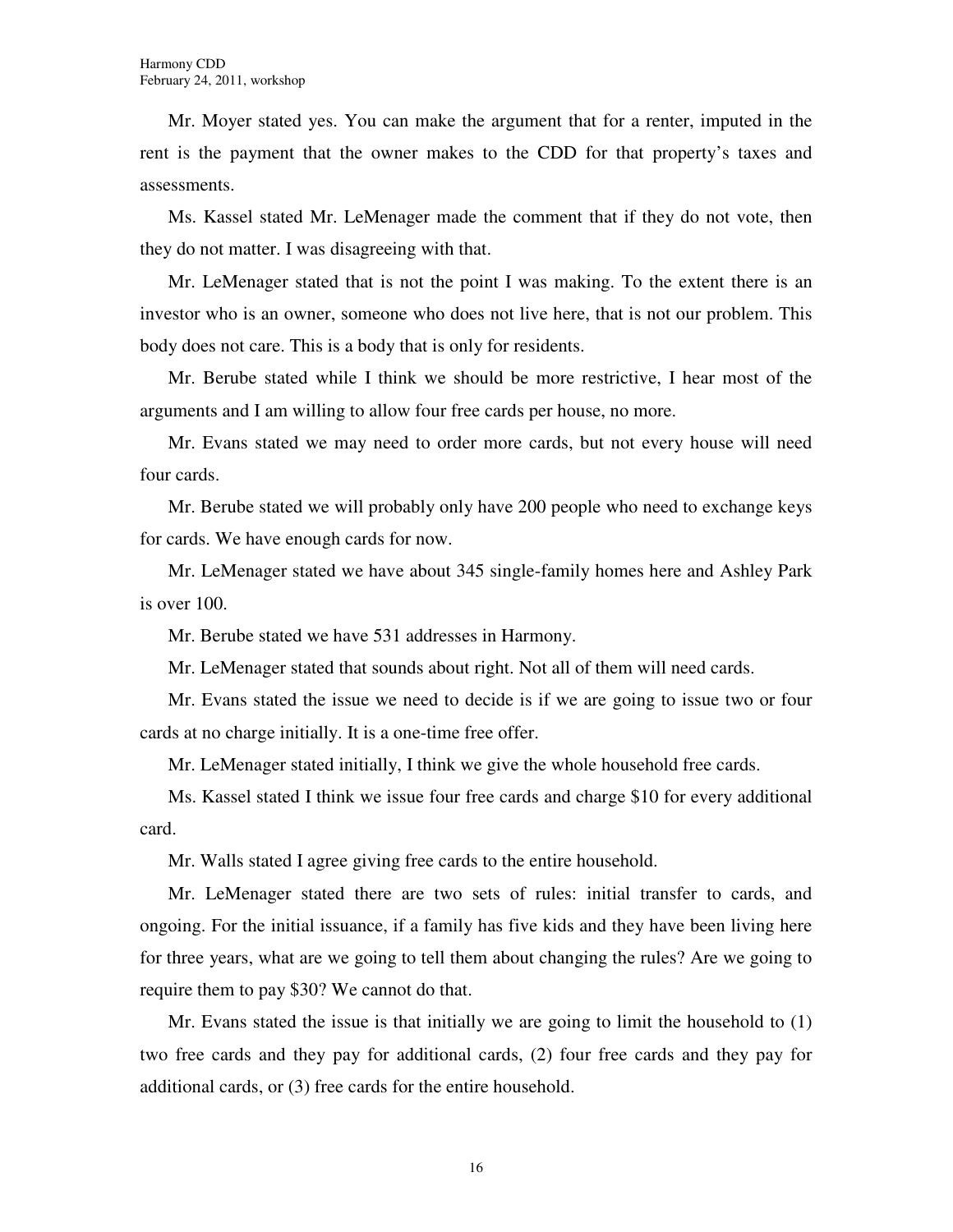Mr. Moyer stated yes. You can make the argument that for a renter, imputed in the rent is the payment that the owner makes to the CDD for that property's taxes and assessments.

Ms. Kassel stated Mr. LeMenager made the comment that if they do not vote, then they do not matter. I was disagreeing with that.

Mr. LeMenager stated that is not the point I was making. To the extent there is an investor who is an owner, someone who does not live here, that is not our problem. This body does not care. This is a body that is only for residents.

Mr. Berube stated while I think we should be more restrictive, I hear most of the arguments and I am willing to allow four free cards per house, no more.

Mr. Evans stated we may need to order more cards, but not every house will need four cards.

Mr. Berube stated we will probably only have 200 people who need to exchange keys for cards. We have enough cards for now.

Mr. LeMenager stated we have about 345 single-family homes here and Ashley Park is over 100.

Mr. Berube stated we have 531 addresses in Harmony.

Mr. LeMenager stated that sounds about right. Not all of them will need cards.

Mr. Evans stated the issue we need to decide is if we are going to issue two or four cards at no charge initially. It is a one-time free offer.

Mr. LeMenager stated initially, I think we give the whole household free cards.

Ms. Kassel stated I think we issue four free cards and charge $10 for every additional card.

Mr. Walls stated I agree giving free cards to the entire household.

Mr. LeMenager stated there are two sets of rules: initial transfer to cards, and ongoing. For the initial issuance, if a family has five kids and they have been living here for three years, what are we going to tell them about changing the rules? Are we going to require them to pay $30? We cannot do that.

Mr. Evans stated the issue is that initially we are going to limit the household to (1) two free cards and they pay for additional cards, (2) four free cards and they pay for additional cards, or (3) free cards for the entire household.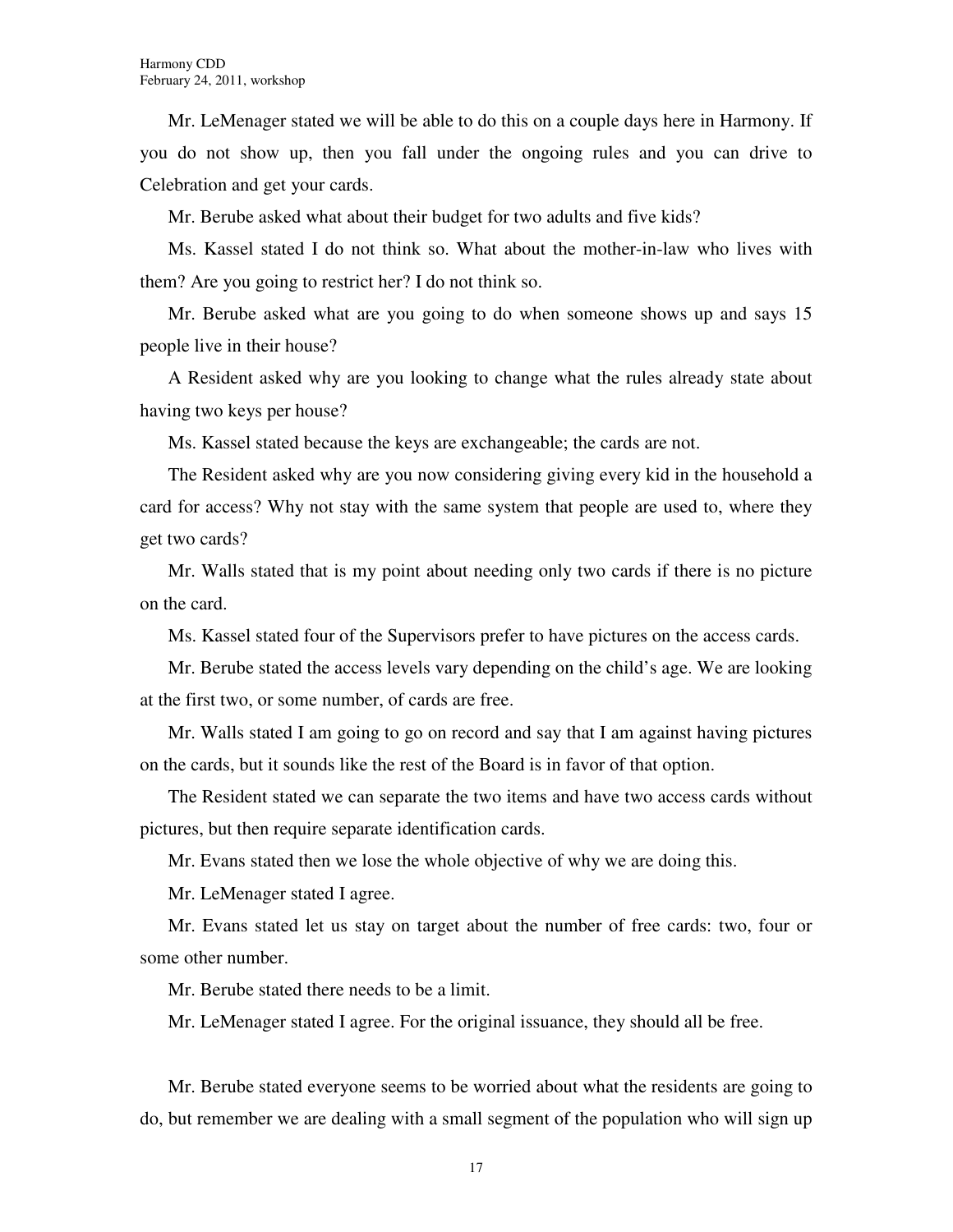Mr. LeMenager stated we will be able to do this on a couple days here in Harmony. If you do not show up, then you fall under the ongoing rules and you can drive to Celebration and get your cards.

Mr. Berube asked what about their budget for two adults and five kids?

Ms. Kassel stated I do not think so. What about the mother-in-law who lives with them? Are you going to restrict her? I do not think so.

Mr. Berube asked what are you going to do when someone shows up and says 15 people live in their house?

A Resident asked why are you looking to change what the rules already state about having two keys per house?

Ms. Kassel stated because the keys are exchangeable; the cards are not.

The Resident asked why are you now considering giving every kid in the household a card for access? Why not stay with the same system that people are used to, where they get two cards?

Mr. Walls stated that is my point about needing only two cards if there is no picture on the card.

Ms. Kassel stated four of the Supervisors prefer to have pictures on the access cards.

Mr. Berube stated the access levels vary depending on the child's age. We are looking at the first two, or some number, of cards are free.

Mr. Walls stated I am going to go on record and say that I am against having pictures on the cards, but it sounds like the rest of the Board is in favor of that option.

The Resident stated we can separate the two items and have two access cards without pictures, but then require separate identification cards.

Mr. Evans stated then we lose the whole objective of why we are doing this.

Mr. LeMenager stated I agree.

Mr. Evans stated let us stay on target about the number of free cards: two, four or some other number.

Mr. Berube stated there needs to be a limit.

Mr. LeMenager stated I agree. For the original issuance, they should all be free.

Mr. Berube stated everyone seems to be worried about what the residents are going to do, but remember we are dealing with a small segment of the population who will sign up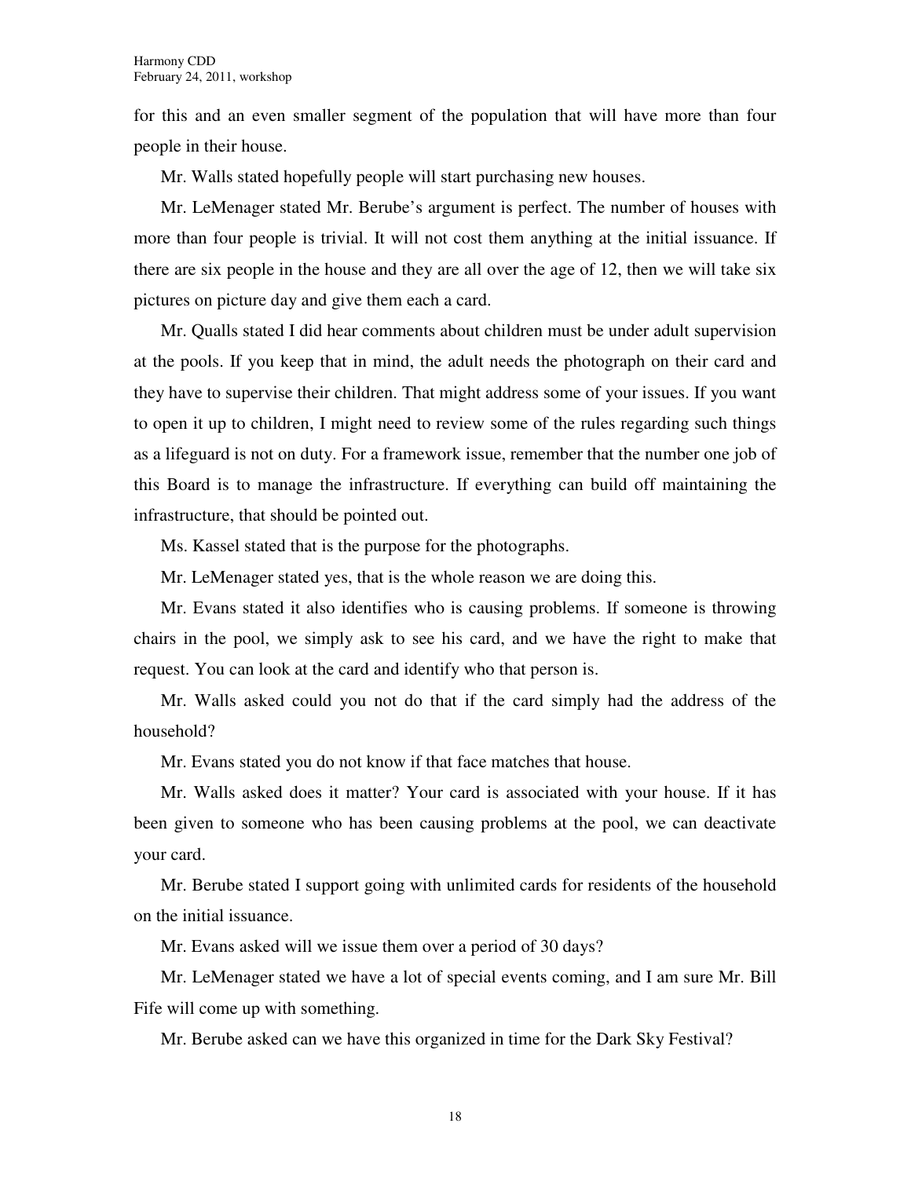for this and an even smaller segment of the population that will have more than four people in their house.

Mr. Walls stated hopefully people will start purchasing new houses.

Mr. LeMenager stated Mr. Berube's argument is perfect. The number of houses with more than four people is trivial. It will not cost them anything at the initial issuance. If there are six people in the house and they are all over the age of 12, then we will take six pictures on picture day and give them each a card.

Mr. Qualls stated I did hear comments about children must be under adult supervision at the pools. If you keep that in mind, the adult needs the photograph on their card and they have to supervise their children. That might address some of your issues. If you want to open it up to children, I might need to review some of the rules regarding such things as a lifeguard is not on duty. For a framework issue, remember that the number one job of this Board is to manage the infrastructure. If everything can build off maintaining the infrastructure, that should be pointed out.

Ms. Kassel stated that is the purpose for the photographs.

Mr. LeMenager stated yes, that is the whole reason we are doing this.

Mr. Evans stated it also identifies who is causing problems. If someone is throwing chairs in the pool, we simply ask to see his card, and we have the right to make that request. You can look at the card and identify who that person is.

Mr. Walls asked could you not do that if the card simply had the address of the household?

Mr. Evans stated you do not know if that face matches that house.

Mr. Walls asked does it matter? Your card is associated with your house. If it has been given to someone who has been causing problems at the pool, we can deactivate your card.

Mr. Berube stated I support going with unlimited cards for residents of the household on the initial issuance.

Mr. Evans asked will we issue them over a period of 30 days?

Mr. LeMenager stated we have a lot of special events coming, and I am sure Mr. Bill Fife will come up with something.

Mr. Berube asked can we have this organized in time for the Dark Sky Festival?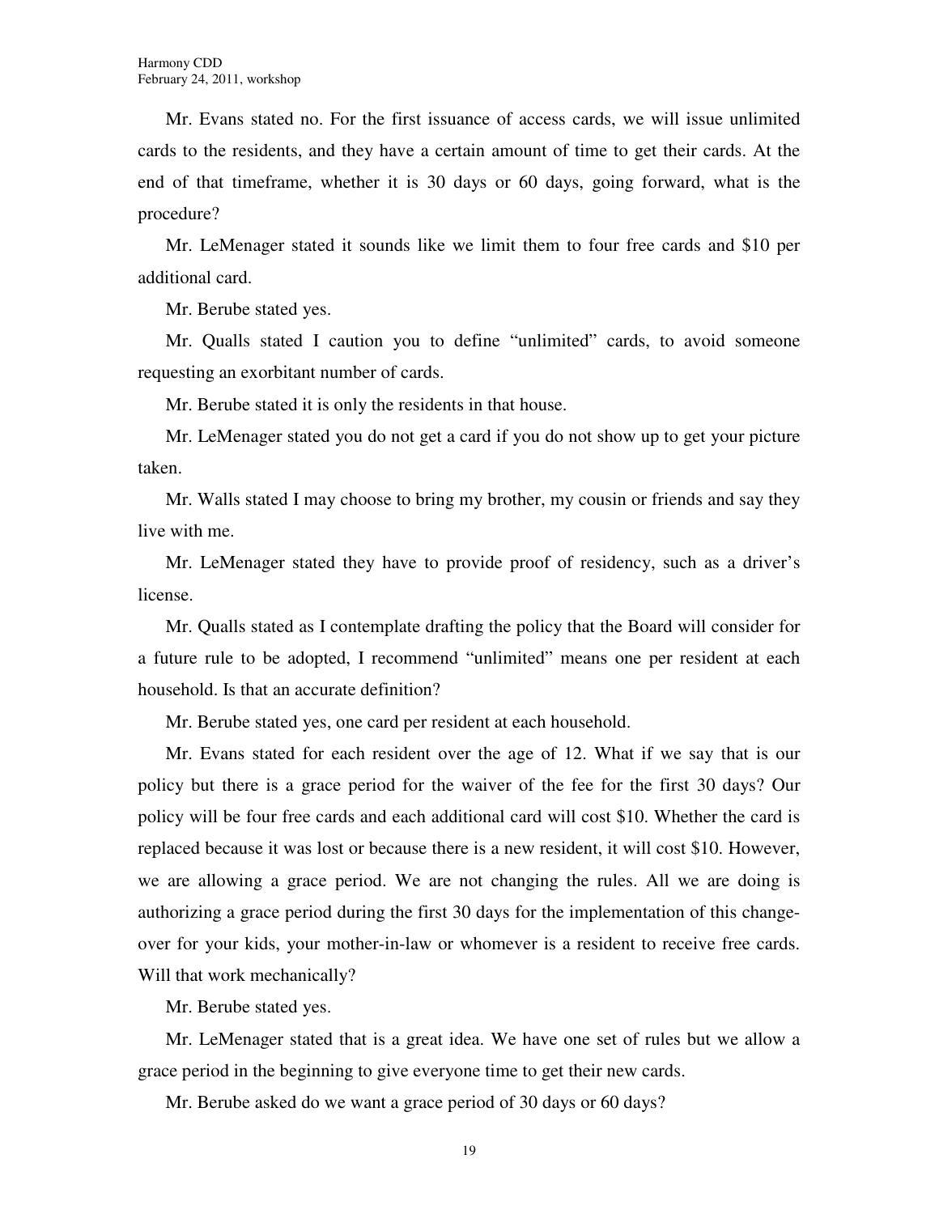Mr. Evans stated no. For the first issuance of access cards, we will issue unlimited cards to the residents, and they have a certain amount of time to get their cards. At the end of that timeframe, whether it is 30 days or 60 days, going forward, what is the procedure?

Mr. LeMenager stated it sounds like we limit them to four free cards and $10 per additional card.

Mr. Berube stated yes.

Mr. Qualls stated I caution you to define "unlimited" cards, to avoid someone requesting an exorbitant number of cards.

Mr. Berube stated it is only the residents in that house.

Mr. LeMenager stated you do not get a card if you do not show up to get your picture taken.

Mr. Walls stated I may choose to bring my brother, my cousin or friends and say they live with me.

Mr. LeMenager stated they have to provide proof of residency, such as a driver's license.

Mr. Qualls stated as I contemplate drafting the policy that the Board will consider for a future rule to be adopted, I recommend "unlimited" means one per resident at each household. Is that an accurate definition?

Mr. Berube stated yes, one card per resident at each household.

Mr. Evans stated for each resident over the age of 12. What if we say that is our policy but there is a grace period for the waiver of the fee for the first 30 days? Our policy will be four free cards and each additional card will cost $10. Whether the card is replaced because it was lost or because there is a new resident, it will cost $10. However, we are allowing a grace period. We are not changing the rules. All we are doing is authorizing a grace period during the first 30 days for the implementation of this change-over for your kids, your mother-in-law or whomever is a resident to receive free cards. Will that work mechanically?

Mr. Berube stated yes.

Mr. LeMenager stated that is a great idea. We have one set of rules but we allow a grace period in the beginning to give everyone time to get their new cards.

Mr. Berube asked do we want a grace period of 30 days or 60 days?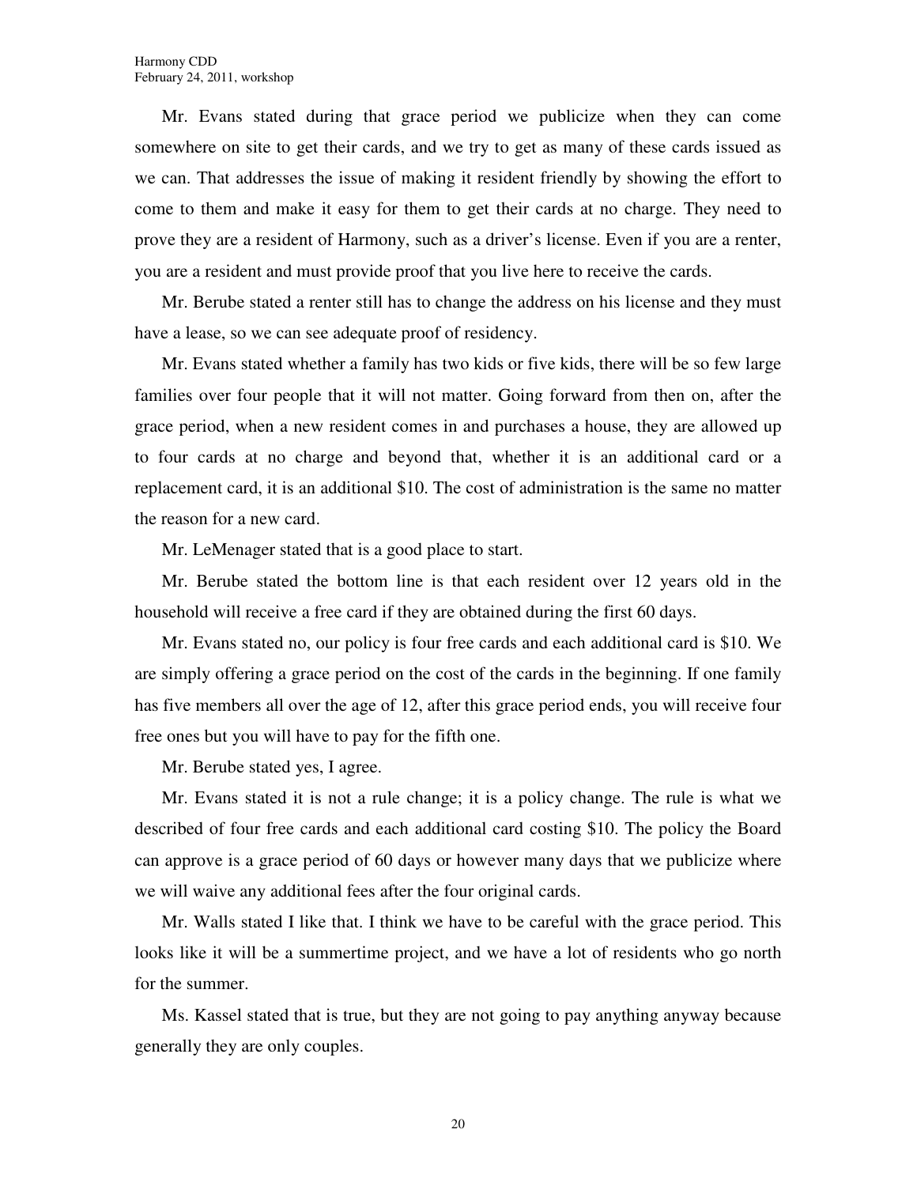Mr. Evans stated during that grace period we publicize when they can come somewhere on site to get their cards, and we try to get as many of these cards issued as we can. That addresses the issue of making it resident friendly by showing the effort to come to them and make it easy for them to get their cards at no charge. They need to prove they are a resident of Harmony, such as a driver's license. Even if you are a renter, you are a resident and must provide proof that you live here to receive the cards.

Mr. Berube stated a renter still has to change the address on his license and they must have a lease, so we can see adequate proof of residency.

Mr. Evans stated whether a family has two kids or five kids, there will be so few large families over four people that it will not matter. Going forward from then on, after the grace period, when a new resident comes in and purchases a house, they are allowed up to four cards at no charge and beyond that, whether it is an additional card or a replacement card, it is an additional $10. The cost of administration is the same no matter the reason for a new card.

Mr. LeMenager stated that is a good place to start.

Mr. Berube stated the bottom line is that each resident over 12 years old in the household will receive a free card if they are obtained during the first 60 days.

Mr. Evans stated no, our policy is four free cards and each additional card is $10. We are simply offering a grace period on the cost of the cards in the beginning. If one family has five members all over the age of 12, after this grace period ends, you will receive four free ones but you will have to pay for the fifth one.

Mr. Berube stated yes, I agree.

Mr. Evans stated it is not a rule change; it is a policy change. The rule is what we described of four free cards and each additional card costing $10. The policy the Board can approve is a grace period of 60 days or however many days that we publicize where we will waive any additional fees after the four original cards.

Mr. Walls stated I like that. I think we have to be careful with the grace period. This looks like it will be a summertime project, and we have a lot of residents who go north for the summer.

Ms. Kassel stated that is true, but they are not going to pay anything anyway because generally they are only couples.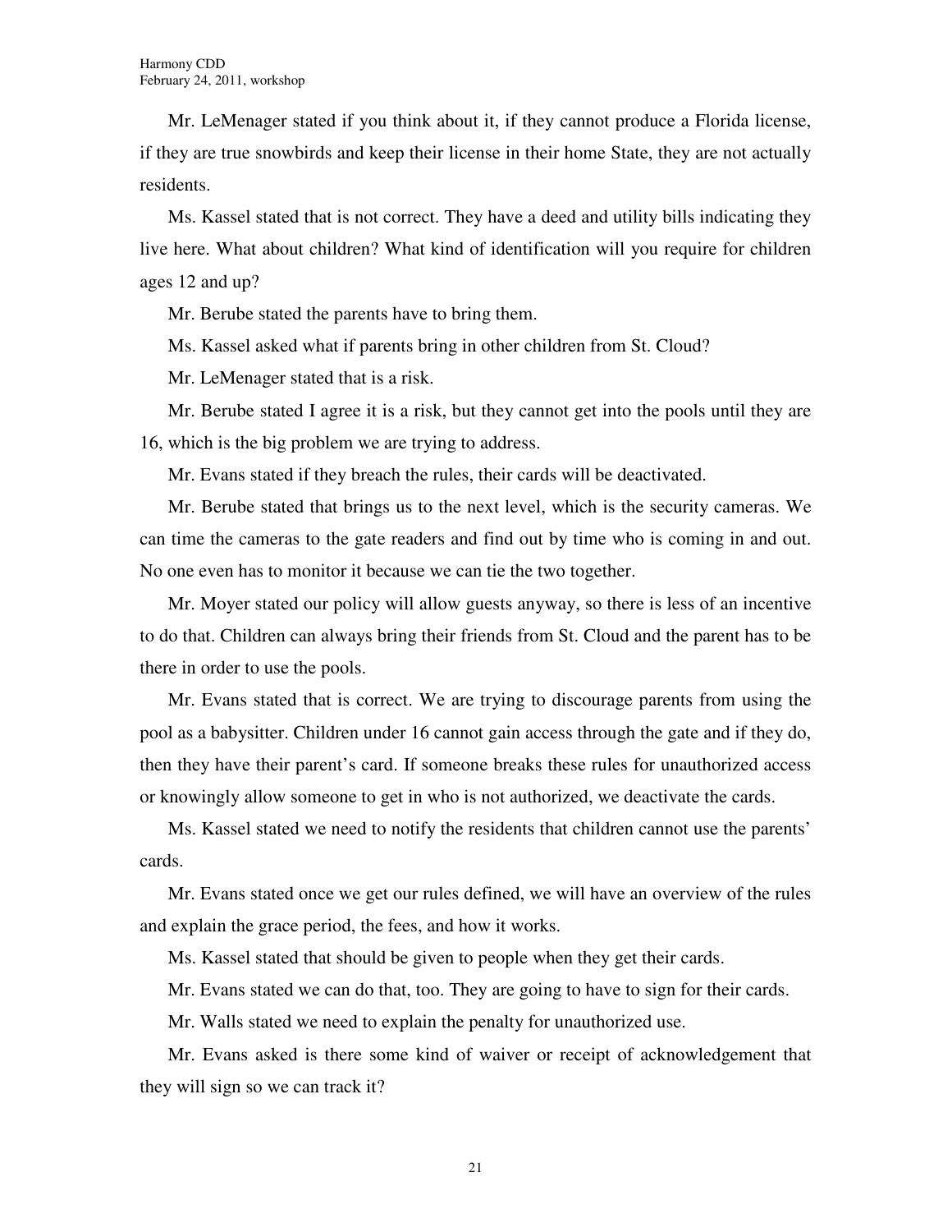Mr. LeMenager stated if you think about it, if they cannot produce a Florida license, if they are true snowbirds and keep their license in their home State, they are not actually residents.

Ms. Kassel stated that is not correct. They have a deed and utility bills indicating they live here. What about children? What kind of identification will you require for children ages 12 and up?

Mr. Berube stated the parents have to bring them.

Ms. Kassel asked what if parents bring in other children from St. Cloud?

Mr. LeMenager stated that is a risk.

Mr. Berube stated I agree it is a risk, but they cannot get into the pools until they are 16, which is the big problem we are trying to address.

Mr. Evans stated if they breach the rules, their cards will be deactivated.

Mr. Berube stated that brings us to the next level, which is the security cameras. We can time the cameras to the gate readers and find out by time who is coming in and out. No one even has to monitor it because we can tie the two together.

Mr. Moyer stated our policy will allow guests anyway, so there is less of an incentive to do that. Children can always bring their friends from St. Cloud and the parent has to be there in order to use the pools.

Mr. Evans stated that is correct. We are trying to discourage parents from using the pool as a babysitter. Children under 16 cannot gain access through the gate and if they do, then they have their parent's card. If someone breaks these rules for unauthorized access or knowingly allow someone to get in who is not authorized, we deactivate the cards.

Ms. Kassel stated we need to notify the residents that children cannot use the parents' cards.

Mr. Evans stated once we get our rules defined, we will have an overview of the rules and explain the grace period, the fees, and how it works.

Ms. Kassel stated that should be given to people when they get their cards.

Mr. Evans stated we can do that, too. They are going to have to sign for their cards.

Mr. Walls stated we need to explain the penalty for unauthorized use.

Mr. Evans asked is there some kind of waiver or receipt of acknowledgement that they will sign so we can track it?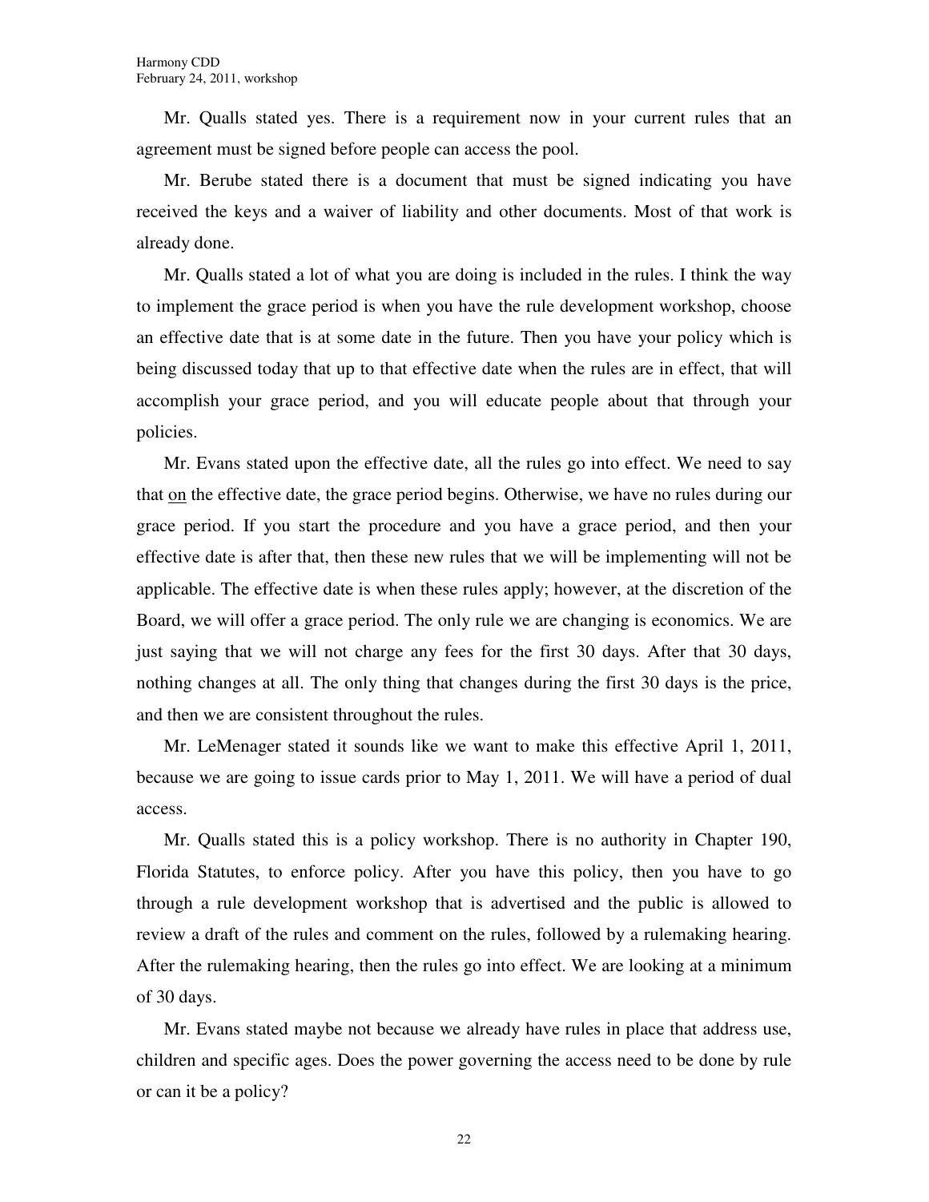Mr. Qualls stated yes. There is a requirement now in your current rules that an agreement must be signed before people can access the pool.

Mr. Berube stated there is a document that must be signed indicating you have received the keys and a waiver of liability and other documents. Most of that work is already done.

Mr. Qualls stated a lot of what you are doing is included in the rules. I think the way to implement the grace period is when you have the rule development workshop, choose an effective date that is at some date in the future. Then you have your policy which is being discussed today that up to that effective date when the rules are in effect, that will accomplish your grace period, and you will educate people about that through your policies.

Mr. Evans stated upon the effective date, all the rules go into effect. We need to say that <u>on</u> the effective date, the grace period begins. Otherwise, we have no rules during our grace period. If you start the procedure and you have a grace period, and then your effective date is after that, then these new rules that we will be implementing will not be applicable. The effective date is when these rules apply; however, at the discretion of the Board, we will offer a grace period. The only rule we are changing is economics. We are just saying that we will not charge any fees for the first 30 days. After that 30 days, nothing changes at all. The only thing that changes during the first 30 days is the price, and then we are consistent throughout the rules.

Mr. LeMenager stated it sounds like we want to make this effective April 1, 2011, because we are going to issue cards prior to May 1, 2011. We will have a period of dual access.

Mr. Qualls stated this is a policy workshop. There is no authority in Chapter 190, Florida Statutes, to enforce policy. After you have this policy, then you have to go through a rule development workshop that is advertised and the public is allowed to review a draft of the rules and comment on the rules, followed by a rulemaking hearing. After the rulemaking hearing, then the rules go into effect. We are looking at a minimum of 30 days.

Mr. Evans stated maybe not because we already have rules in place that address use, children and specific ages. Does the power governing the access need to be done by rule or can it be a policy?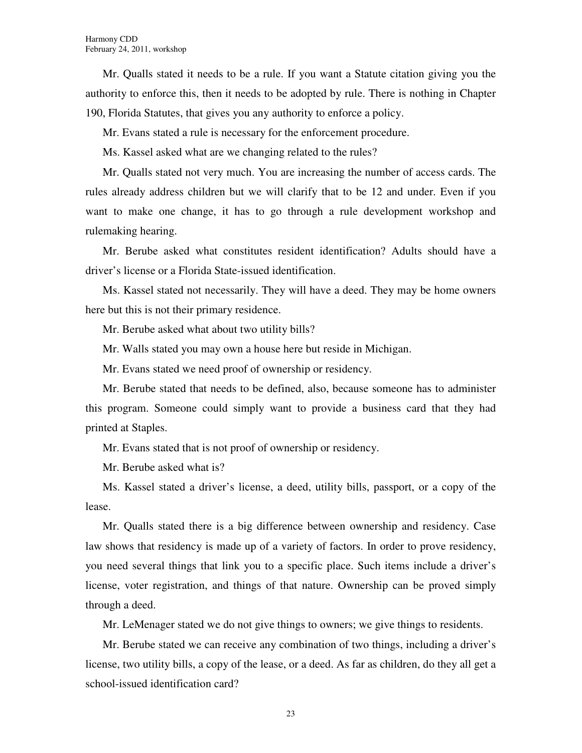Mr. Qualls stated it needs to be a rule. If you want a Statute citation giving you the authority to enforce this, then it needs to be adopted by rule. There is nothing in Chapter 190, Florida Statutes, that gives you any authority to enforce a policy.

Mr. Evans stated a rule is necessary for the enforcement procedure.

Ms. Kassel asked what are we changing related to the rules?

Mr. Qualls stated not very much. You are increasing the number of access cards. The rules already address children but we will clarify that to be 12 and under. Even if you want to make one change, it has to go through a rule development workshop and rulemaking hearing.

Mr. Berube asked what constitutes resident identification? Adults should have a driver's license or a Florida State-issued identification.

Ms. Kassel stated not necessarily. They will have a deed. They may be home owners here but this is not their primary residence.

Mr. Berube asked what about two utility bills?

Mr. Walls stated you may own a house here but reside in Michigan.

Mr. Evans stated we need proof of ownership or residency.

Mr. Berube stated that needs to be defined, also, because someone has to administer this program. Someone could simply want to provide a business card that they had printed at Staples.

Mr. Evans stated that is not proof of ownership or residency.

Mr. Berube asked what is?

Ms. Kassel stated a driver's license, a deed, utility bills, passport, or a copy of the lease.

Mr. Qualls stated there is a big difference between ownership and residency. Case law shows that residency is made up of a variety of factors. In order to prove residency, you need several things that link you to a specific place. Such items include a driver's license, voter registration, and things of that nature. Ownership can be proved simply through a deed.

Mr. LeMenager stated we do not give things to owners; we give things to residents.

Mr. Berube stated we can receive any combination of two things, including a driver's license, two utility bills, a copy of the lease, or a deed. As far as children, do they all get a school-issued identification card?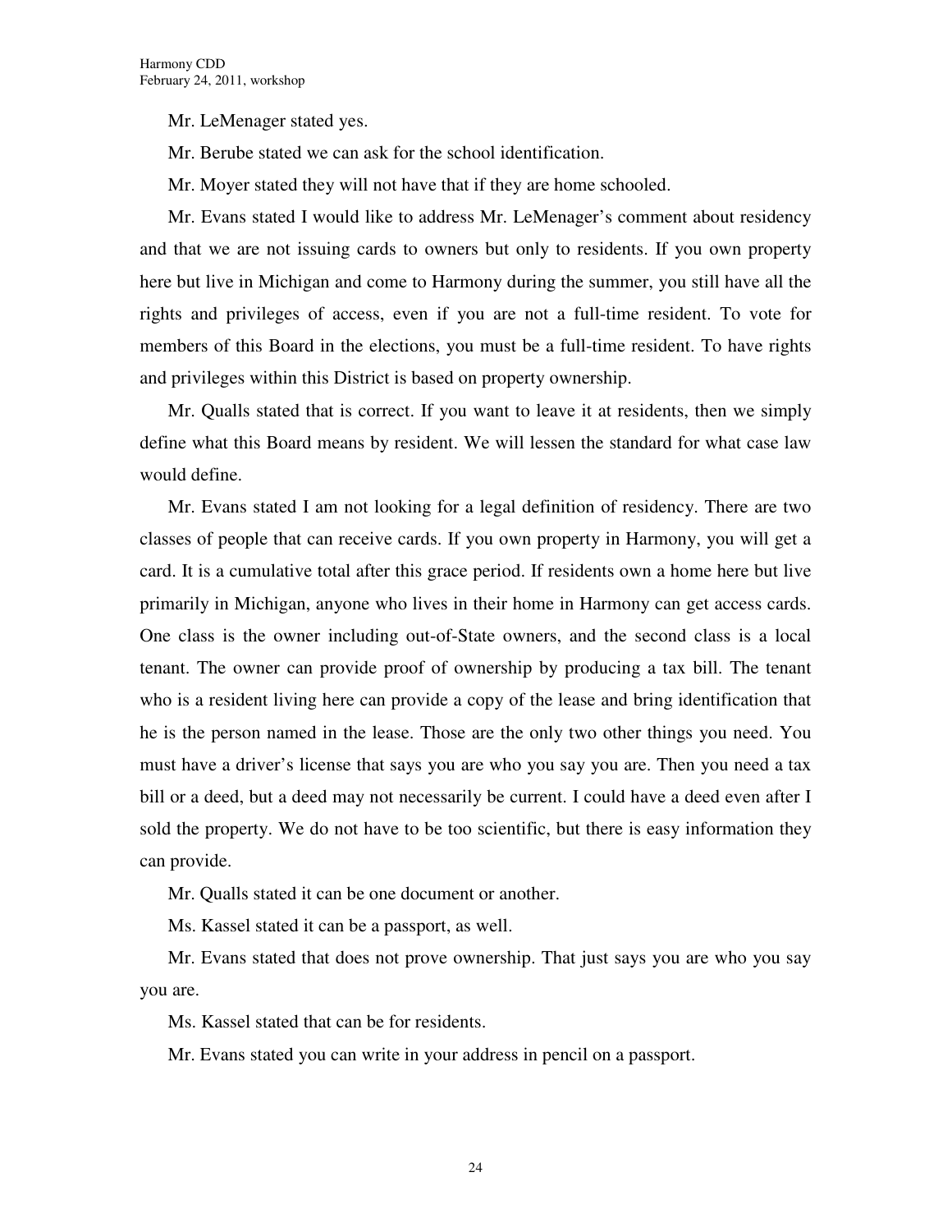Mr. LeMenager stated yes.

Mr. Berube stated we can ask for the school identification.

Mr. Moyer stated they will not have that if they are home schooled.

Mr. Evans stated I would like to address Mr. LeMenager's comment about residency and that we are not issuing cards to owners but only to residents. If you own property here but live in Michigan and come to Harmony during the summer, you still have all the rights and privileges of access, even if you are not a full-time resident. To vote for members of this Board in the elections, you must be a full-time resident. To have rights and privileges within this District is based on property ownership.

Mr. Qualls stated that is correct. If you want to leave it at residents, then we simply define what this Board means by resident. We will lessen the standard for what case law would define.

Mr. Evans stated I am not looking for a legal definition of residency. There are two classes of people that can receive cards. If you own property in Harmony, you will get a card. It is a cumulative total after this grace period. If residents own a home here but live primarily in Michigan, anyone who lives in their home in Harmony can get access cards. One class is the owner including out-of-State owners, and the second class is a local tenant. The owner can provide proof of ownership by producing a tax bill. The tenant who is a resident living here can provide a copy of the lease and bring identification that he is the person named in the lease. Those are the only two other things you need. You must have a driver's license that says you are who you say you are. Then you need a tax bill or a deed, but a deed may not necessarily be current. I could have a deed even after I sold the property. We do not have to be too scientific, but there is easy information they can provide.

Mr. Qualls stated it can be one document or another.

Ms. Kassel stated it can be a passport, as well.

Mr. Evans stated that does not prove ownership. That just says you are who you say you are.

Ms. Kassel stated that can be for residents.

Mr. Evans stated you can write in your address in pencil on a passport.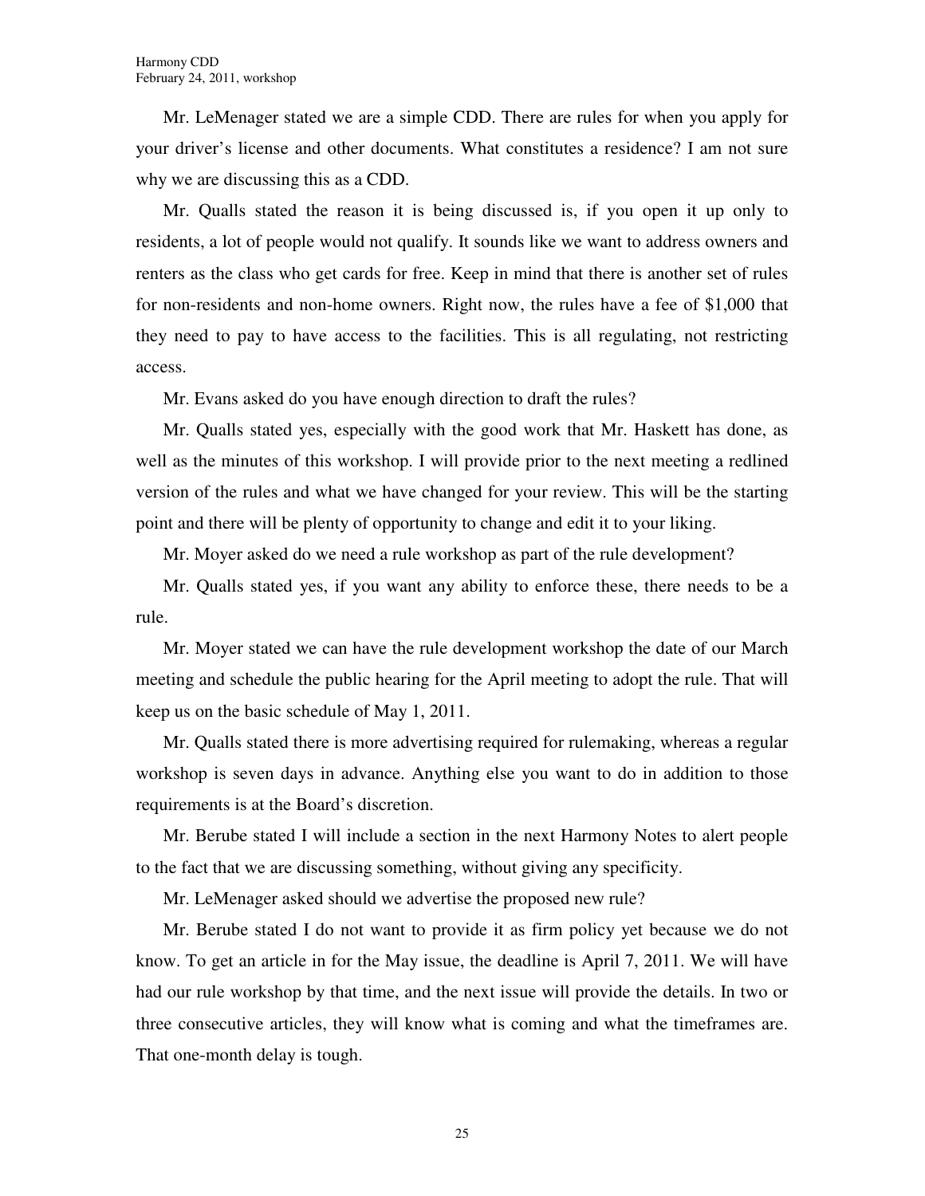Mr. LeMenager stated we are a simple CDD. There are rules for when you apply for your driver's license and other documents. What constitutes a residence? I am not sure why we are discussing this as a CDD.

Mr. Qualls stated the reason it is being discussed is, if you open it up only to residents, a lot of people would not qualify. It sounds like we want to address owners and renters as the class who get cards for free. Keep in mind that there is another set of rules for non-residents and non-home owners. Right now, the rules have a fee of $1,000 that they need to pay to have access to the facilities. This is all regulating, not restricting access.

Mr. Evans asked do you have enough direction to draft the rules?

Mr. Qualls stated yes, especially with the good work that Mr. Haskett has done, as well as the minutes of this workshop. I will provide prior to the next meeting a redlined version of the rules and what we have changed for your review. This will be the starting point and there will be plenty of opportunity to change and edit it to your liking.

Mr. Moyer asked do we need a rule workshop as part of the rule development?

Mr. Qualls stated yes, if you want any ability to enforce these, there needs to be a rule.

Mr. Moyer stated we can have the rule development workshop the date of our March meeting and schedule the public hearing for the April meeting to adopt the rule. That will keep us on the basic schedule of May 1, 2011.

Mr. Qualls stated there is more advertising required for rulemaking, whereas a regular workshop is seven days in advance. Anything else you want to do in addition to those requirements is at the Board's discretion.

Mr. Berube stated I will include a section in the next Harmony Notes to alert people to the fact that we are discussing something, without giving any specificity.

Mr. LeMenager asked should we advertise the proposed new rule?

Mr. Berube stated I do not want to provide it as firm policy yet because we do not know. To get an article in for the May issue, the deadline is April 7, 2011. We will have had our rule workshop by that time, and the next issue will provide the details. In two or three consecutive articles, they will know what is coming and what the timeframes are. That one-month delay is tough.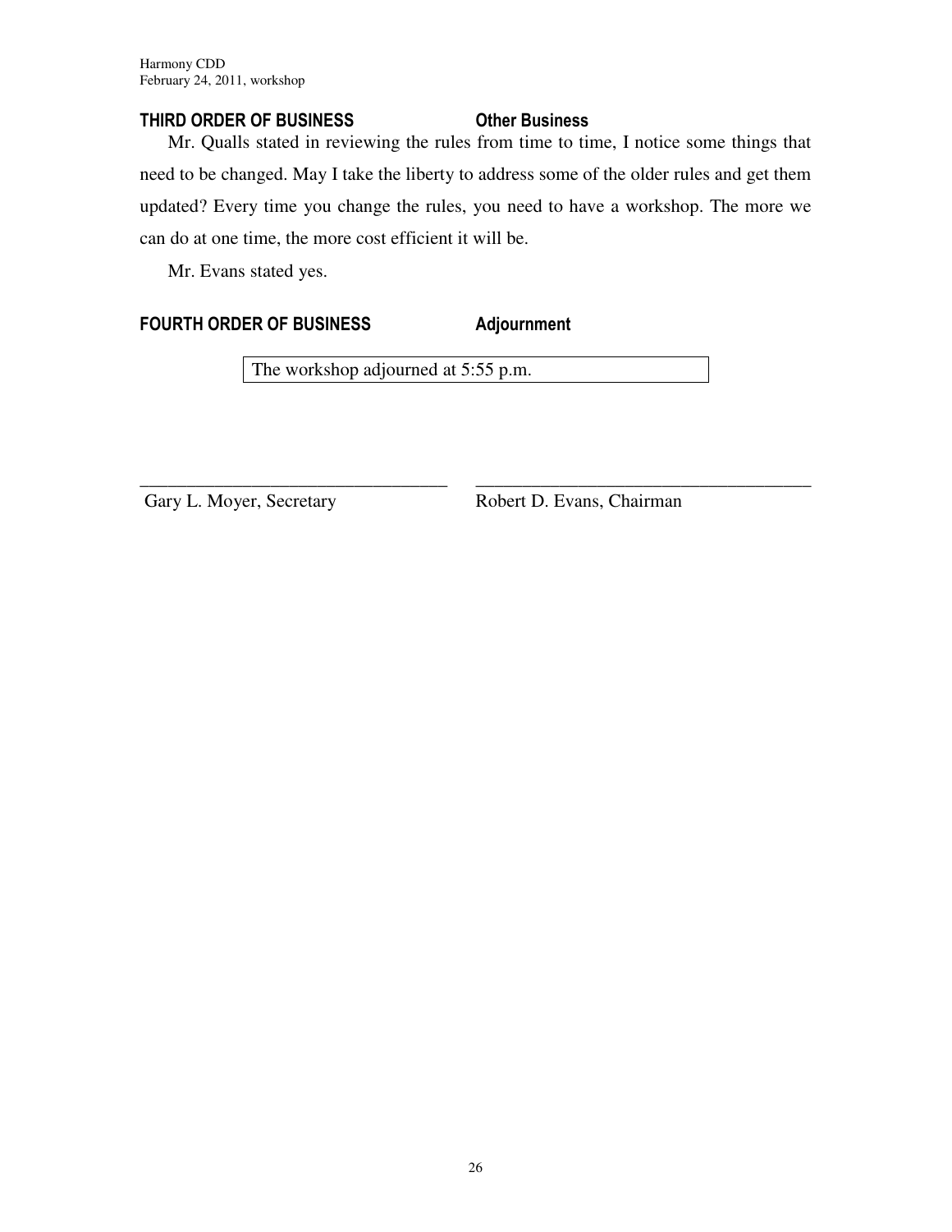**THIRD ORDER OF BUSINESS** **Other Business**

Mr. Qualls stated in reviewing the rules from time to time, I notice some things that need to be changed. May I take the liberty to address some of the older rules and get them updated? Every time you change the rules, you need to have a workshop. The more we can do at one time, the more cost efficient it will be.

Mr. Evans stated yes.

**FOURTH ORDER OF BUSINESS** **Adjournment**

The workshop adjourned at 5:55 p.m.

\_\_\_\_\_\_\_\_\_\_\_\_\_\_\_\_\_\_\_\_\_\_\_\_\_\_\_\_\_\_\_\_ \_\_\_\_\_\_\_\_\_\_\_\_\_\_\_\_\_\_\_\_\_\_\_\_\_\_\_\_\_\_\_\_

Gary L. Moyer, Secretary Robert D. Evans, Chairman